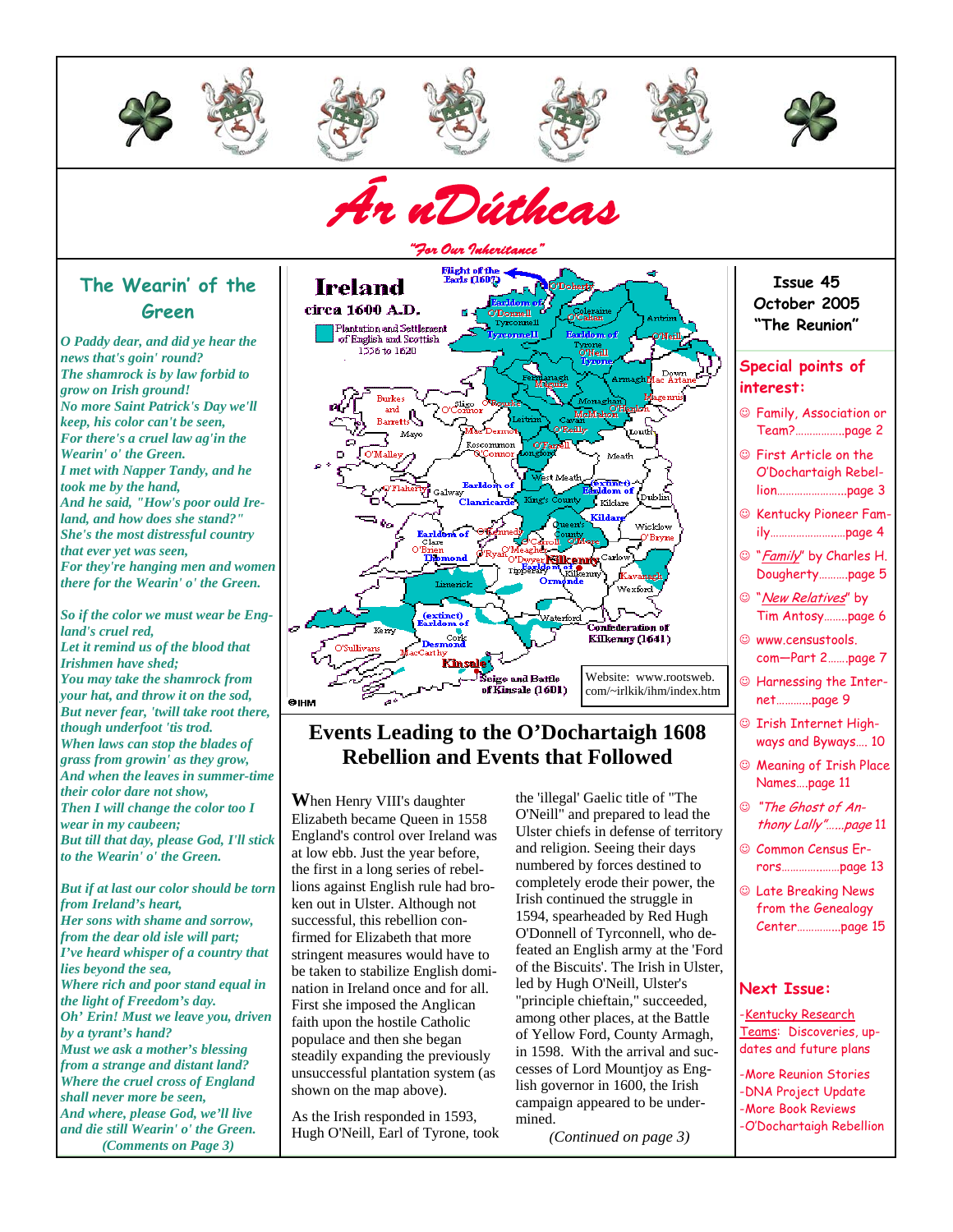# Ár nDúthcas

*"For Our Inheritance"*

Issue 45
October 2005
"The Reunion"

## The Wearin' of the Green

*O Paddy dear, and did ye hear the news that's goin' round?*
*The shamrock is by law forbid to grow on Irish ground!*
*No more Saint Patrick's Day we'll keep, his color can't be seen,*
*For there's a cruel law ag'in the Wearin' o' the Green.*
*I met with Napper Tandy, and he took me by the hand,*
*And he said, "How's poor ould Ireland, and how does she stand?"*
*She's the most distressful country that ever yet was seen,*
*For they're hanging men and women there for the Wearin' o' the Green.*

*So if the color we must wear be England's cruel red,*
*Let it remind us of the blood that Irishmen have shed;*
*You may take the shamrock from your hat, and throw it on the sod,*
*But never fear, 'twill take root there, though underfoot 'tis trod.*
*When laws can stop the blades of grass from growin' as they grow,*
*And when the leaves in summer-time their color dare not show,*
*Then I will change the color too I wear in my caubeen;*
*But till that day, please God, I'll stick to the Wearin' o' the Green.*

*But if at last our color should be torn from Ireland's heart,*
*Her sons with shame and sorrow, from the dear old isle will part;*
*I've heard whisper of a country that lies beyond the sea,*
*Where rich and poor stand equal in the light of Freedom's day.*
*Oh' Erin! Must we leave you, driven by a tyrant's hand?*
*Must we ask a mother's blessing from a strange and distant land?*
*Where the cruel cross of England shall never more be seen,*
*And where, please God, we'll live and die still Wearin' o' the Green.*
*(Comments on Page 3)*

Ireland circa 1600 A.D. — Plantation and Settlement of English and Scottish 1556 to 1620

Website: www.rootsweb.com/~irlkik/ihm/index.htm

## Events Leading to the O'Dochartaigh 1608 Rebellion and Events that Followed

When Henry VIII's daughter Elizabeth became Queen in 1558 England's control over Ireland was at low ebb. Just the year before, the first in a long series of rebellions against English rule had broken out in Ulster. Although not successful, this rebellion confirmed for Elizabeth that more stringent measures would have to be taken to stabilize English domination in Ireland once and for all. First she imposed the Anglican faith upon the hostile Catholic populace and then she began steadily expanding the previously unsuccessful plantation system (as shown on the map above).

As the Irish responded in 1593, Hugh O'Neill, Earl of Tyrone, took the 'illegal' Gaelic title of "The O'Neill" and prepared to lead the Ulster chiefs in defense of territory and religion. Seeing their days numbered by forces destined to completely erode their power, the Irish continued the struggle in 1594, spearheaded by Red Hugh O'Donnell of Tyrconnell, who defeated an English army at the 'Ford of the Biscuits'. The Irish in Ulster, led by Hugh O'Neill, Ulster's "principle chieftain," succeeded, among other places, at the Battle of Yellow Ford, County Armagh, in 1598. With the arrival and successes of Lord Mountjoy as English governor in 1600, the Irish campaign appeared to be undermined.

*(Continued on page 3)*

## Special points of interest:

- ☺ Family, Association or Team?.................page 2
- ☺ First Article on the O'Dochartaigh Rebellion........................page 3
- ☺ Kentucky Pioneer Family.........................page 4
- ☺ "*Family*" by Charles H. Dougherty..........page 5
- ☺ "*New Relatives*" by Tim Antosy........page 6
- ☺ www.censustools.com—Part 2.......page 7
- ☺ Harnessing the Internet............page 9
- ☺ Irish Internet Highways and Byways.... 10
- ☺ Meaning of Irish Place Names....page 11
- ☺ *"The Ghost of Anthony Lally"......page* 11
- ☺ Common Census Errors...................page 13
- ☺ Late Breaking News from the Genealogy Center..............page 15

## Next Issue:

- Kentucky Research Teams: Discoveries, updates and future plans
- More Reunion Stories
- DNA Project Update
- More Book Reviews
- O'Dochartaigh Rebellion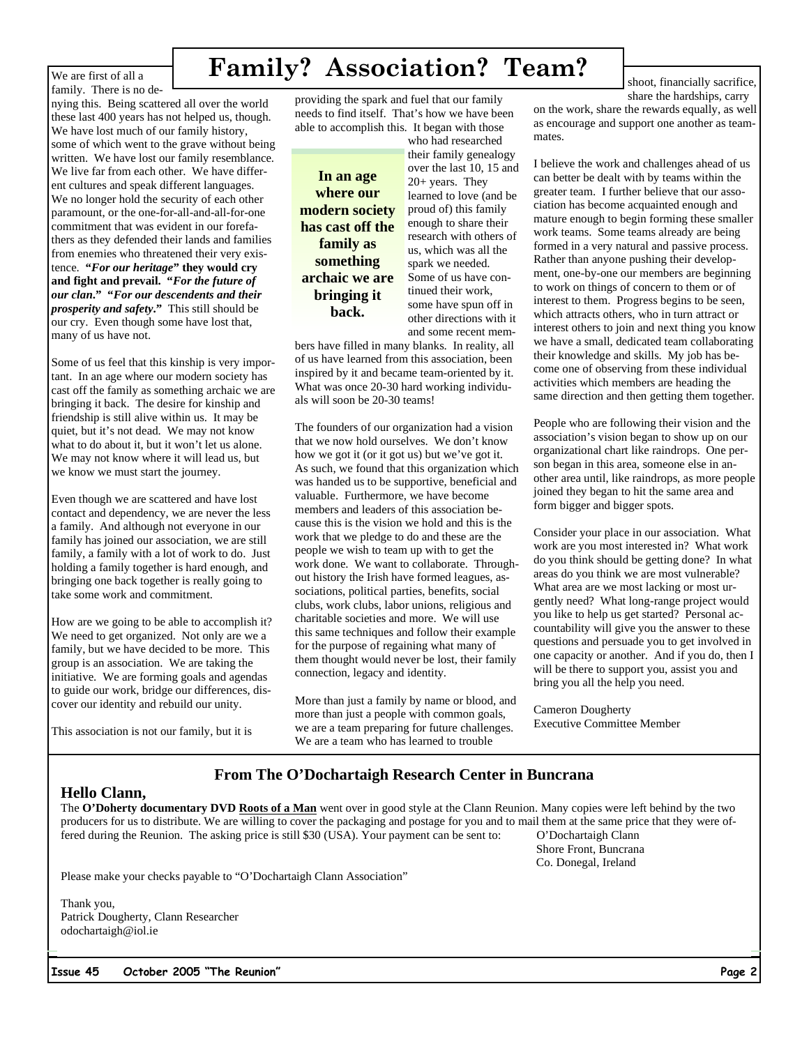# Family? Association? Team?

We are first of all a family. There is no denying this. Being scattered all over the world these last 400 years has not helped us, though. We have lost much of our family history, some of which went to the grave without being written. We have lost our family resemblance. We live far from each other. We have different cultures and speak different languages. We no longer hold the security of each other paramount, or the one-for-all-and-all-for-one commitment that was evident in our forefathers as they defended their lands and families from enemies who threatened their very existence. ***"For our heritage"* they would cry and fight and prevail. *"For the future of our clan." "For our descendents and their prosperity and safety*."** This still should be our cry. Even though some have lost that, many of us have not.

Some of us feel that this kinship is very important. In an age where our modern society has cast off the family as something archaic we are bringing it back. The desire for kinship and friendship is still alive within us. It may be quiet, but it's not dead. We may not know what to do about it, but it won't let us alone. We may not know where it will lead us, but we know we must start the journey.

Even though we are scattered and have lost contact and dependency, we are never the less a family. And although not everyone in our family has joined our association, we are still family, a family with a lot of work to do. Just holding a family together is hard enough, and bringing one back together is really going to take some work and commitment.

How are we going to be able to accomplish it? We need to get organized. Not only are we a family, but we have decided to be more. This group is an association. We are taking the initiative. We are forming goals and agendas to guide our work, bridge our differences, discover our identity and rebuild our unity.

This association is not our family, but it is providing the spark and fuel that our family needs to find itself. That's how we have been able to accomplish this. It began with those who had researched their family genealogy over the last 10, 15 and 20+ years. They learned to love (and be proud of) this family enough to share their research with others of us, which was all the spark we needed. Some of us have continued their work, some have spun off in other directions with it and some recent members have filled in many blanks. In reality, all of us have learned from this association, been inspired by it and become team-oriented by it. What was once 20-30 hard working individuals will soon be 20-30 teams!

**In an age where our modern society has cast off the family as something archaic we are bringing it back.**

The founders of our organization had a vision that we now hold ourselves. We don't know how we got it (or it got us) but we've got it. As such, we found that this organization which was handed us to be supportive, beneficial and valuable. Furthermore, we have become members and leaders of this association because this is the vision we hold and this is the work that we pledge to do and these are the people we wish to team up with to get the work done. We want to collaborate. Throughout history the Irish have formed leagues, associations, political parties, benefits, social clubs, work clubs, labor unions, religious and charitable societies and more. We will use this same techniques and follow their example for the purpose of regaining what many of them thought would never be lost, their family connection, legacy and identity.

More than just a family by name or blood, and more than just a people with common goals, we are a team preparing for future challenges. We are a team who has learned to trouble shoot, financially sacrifice, share the hardships, carry on the work, share the rewards equally, as well as encourage and support one another as teammates.

I believe the work and challenges ahead of us can better be dealt with by teams within the greater team. I further believe that our association has become acquainted enough and mature enough to begin forming these smaller work teams. Some teams already are being formed in a very natural and passive process. Rather than anyone pushing their development, one-by-one our members are beginning to work on things of concern to them or of interest to them. Progress begins to be seen, which attracts others, who in turn attract or interest others to join and next thing you know we have a small, dedicated team collaborating their knowledge and skills. My job has become one of observing from these individual activities which members are heading the same direction and then getting them together.

People who are following their vision and the association's vision began to show up on our organizational chart like raindrops. One person began in this area, someone else in another area until, like raindrops, as more people joined they began to hit the same area and form bigger and bigger spots.

Consider your place in our association. What work are you most interested in? What work do you think should be getting done? In what areas do you think we are most vulnerable? What area are we most lacking or most urgently need? What long-range project would you like to help us get started? Personal accountability will give you the answer to these questions and persuade you to get involved in one capacity or another. And if you do, then I will be there to support you, assist you and bring you all the help you need.

Cameron Dougherty
Executive Committee Member

## From The O'Dochartaigh Research Center in Buncrana

### Hello Clann,

The **O'Doherty documentary DVD Roots of a Man** went over in good style at the Clann Reunion. Many copies were left behind by the two producers for us to distribute. We are willing to cover the packaging and postage for you and to mail them at the same price that they were offered during the Reunion. The asking price is still $30 (USA). Your payment can be sent to:

O'Dochartaigh Clann
Shore Front, Buncrana
Co. Donegal, Ireland

Please make your checks payable to "O'Dochartaigh Clann Association"

Thank you,
Patrick Dougherty, Clann Researcher
odochartaigh@iol.ie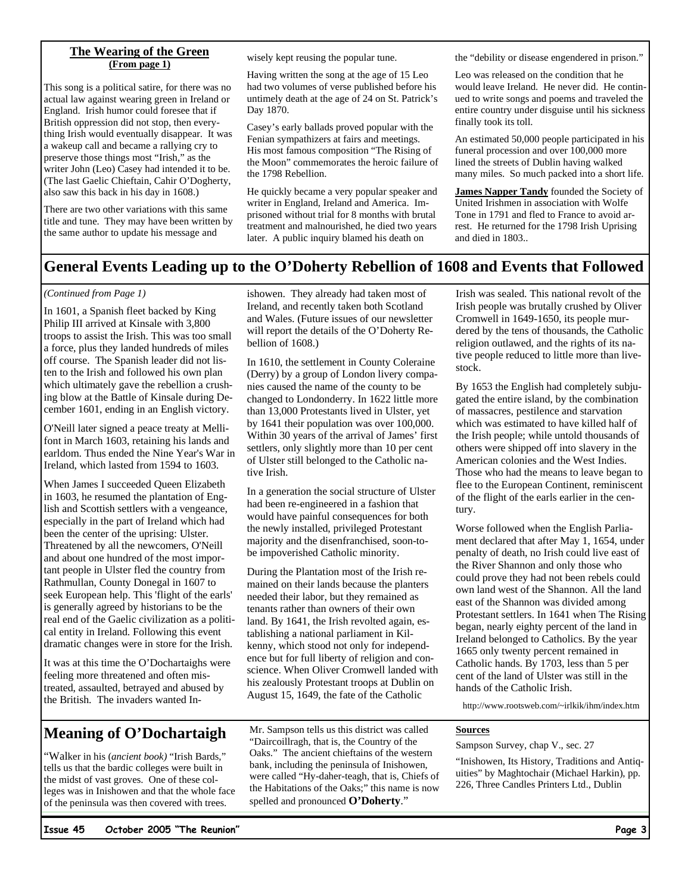## The Wearing of the Green
**(From page 1)**

This song is a political satire, for there was no actual law against wearing green in Ireland or England. Irish humor could foresee that if British oppression did not stop, then everything Irish would eventually disappear. It was a wakeup call and became a rallying cry to preserve those things most "Irish," as the writer John (Leo) Casey had intended it to be. (The last Gaelic Chieftain, Cahir O'Dogherty, also saw this back in his day in 1608.)

There are two other variations with this same title and tune. They may have been written by the same author to update his message and wisely kept reusing the popular tune.

Having written the song at the age of 15 Leo had two volumes of verse published before his untimely death at the age of 24 on St. Patrick's Day 1870.

Casey's early ballads proved popular with the Fenian sympathizers at fairs and meetings. His most famous composition "The Rising of the Moon" commemorates the heroic failure of the 1798 Rebellion.

He quickly became a very popular speaker and writer in England, Ireland and America. Imprisoned without trial for 8 months with brutal treatment and malnourished, he died two years later. A public inquiry blamed his death on the "debility or disease engendered in prison."

Leo was released on the condition that he would leave Ireland. He never did. He continued to write songs and poems and traveled the entire country under disguise until his sickness finally took its toll.

An estimated 50,000 people participated in his funeral procession and over 100,000 more lined the streets of Dublin having walked many miles. So much packed into a short life.

**James Napper Tandy** founded the Society of United Irishmen in association with Wolfe Tone in 1791 and fled to France to avoid arrest. He returned for the 1798 Irish Uprising and died in 1803..

## General Events Leading up to the O'Doherty Rebellion of 1608 and Events that Followed

*(Continued from Page 1)*

In 1601, a Spanish fleet backed by King Philip III arrived at Kinsale with 3,800 troops to assist the Irish. This was too small a force, plus they landed hundreds of miles off course. The Spanish leader did not listen to the Irish and followed his own plan which ultimately gave the rebellion a crushing blow at the Battle of Kinsale during December 1601, ending in an English victory.

O'Neill later signed a peace treaty at Mellifont in March 1603, retaining his lands and earldom. Thus ended the Nine Year's War in Ireland, which lasted from 1594 to 1603.

When James I succeeded Queen Elizabeth in 1603, he resumed the plantation of English and Scottish settlers with a vengeance, especially in the part of Ireland which had been the center of the uprising: Ulster. Threatened by all the newcomers, O'Neill and about one hundred of the most important people in Ulster fled the country from Rathmullan, County Donegal in 1607 to seek European help. This 'flight of the earls' is generally agreed by historians to be the real end of the Gaelic civilization as a political entity in Ireland. Following this event dramatic changes were in store for the Irish.

It was at this time the O'Dochartaighs were feeling more threatened and often mistreated, assaulted, betrayed and abused by the British. The invaders wanted Inishowen. They already had taken most of Ireland, and recently taken both Scotland and Wales. (Future issues of our newsletter will report the details of the O'Doherty Rebellion of 1608.)

In 1610, the settlement in County Coleraine (Derry) by a group of London livery companies caused the name of the county to be changed to Londonderry. In 1622 little more than 13,000 Protestants lived in Ulster, yet by 1641 their population was over 100,000. Within 30 years of the arrival of James' first settlers, only slightly more than 10 per cent of Ulster still belonged to the Catholic native Irish.

In a generation the social structure of Ulster had been re-engineered in a fashion that would have painful consequences for both the newly installed, privileged Protestant majority and the disenfranchised, soon-to-be impoverished Catholic minority.

During the Plantation most of the Irish remained on their lands because the planters needed their labor, but they remained as tenants rather than owners of their own land. By 1641, the Irish revolted again, establishing a national parliament in Kilkenny, which stood not only for independence but for full liberty of religion and conscience. When Oliver Cromwell landed with his zealously Protestant troops at Dublin on August 15, 1649, the fate of the Catholic Irish was sealed. This national revolt of the Irish people was brutally crushed by Oliver Cromwell in 1649-1650, its people murdered by the tens of thousands, the Catholic religion outlawed, and the rights of its native people reduced to little more than livestock.

By 1653 the English had completely subjugated the entire island, by the combination of massacres, pestilence and starvation which was estimated to have killed half of the Irish people; while untold thousands of others were shipped off into slavery in the American colonies and the West Indies. Those who had the means to leave began to flee to the European Continent, reminiscent of the flight of the earls earlier in the century.

Worse followed when the English Parliament declared that after May 1, 1654, under penalty of death, no Irish could live east of the River Shannon and only those who could prove they had not been rebels could own land west of the Shannon. All the land east of the Shannon was divided among Protestant settlers. In 1641 when The Rising began, nearly eighty percent of the land in Ireland belonged to Catholics. By the year 1665 only twenty percent remained in Catholic hands. By 1703, less than 5 per cent of the land of Ulster was still in the hands of the Catholic Irish.

http://www.rootsweb.com/~irlkik/ihm/index.htm

## Meaning of O'Dochartaigh

"Walker in his (*ancient book*) "Irish Bards," tells us that the bardic colleges were built in the midst of vast groves. One of these colleges was in Inishowen and that the whole face of the peninsula was then covered with trees. Mr. Sampson tells us this district was called "Daircoillragh, that is, the Country of the Oaks." The ancient chieftains of the western bank, including the peninsula of Inishowen, were called "Hy-daher-teagh, that is, Chiefs of the Habitations of the Oaks;" this name is now spelled and pronounced **O'Doherty**."

**Sources**

Sampson Survey, chap V., sec. 27

"Inishowen, Its History, Traditions and Antiquities" by Maghtochair (Michael Harkin), pp. 226, Three Candles Printers Ltd., Dublin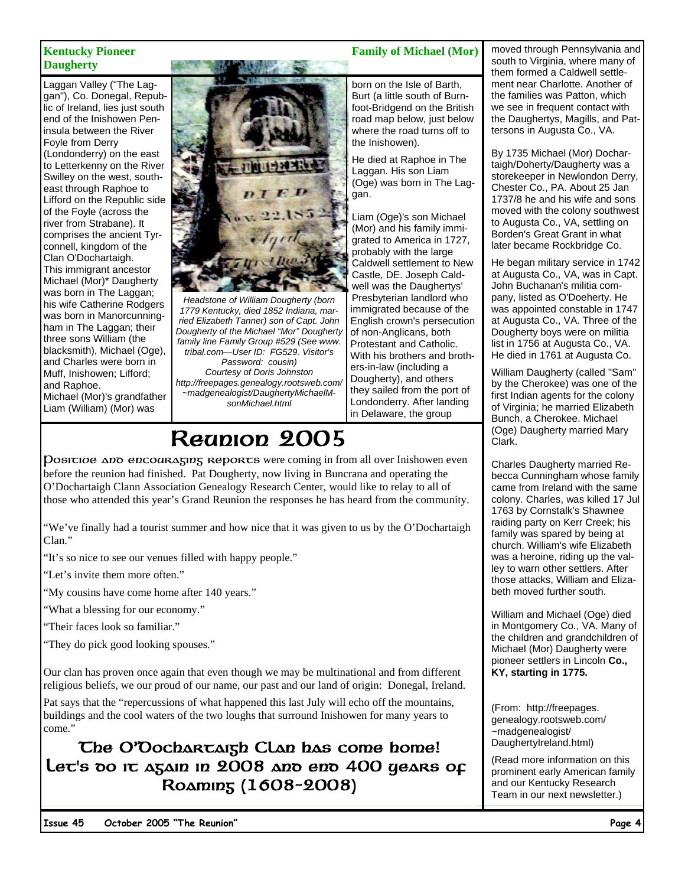## Kentucky Pioneer Daugherty Family of Michael (Mor)

Laggan Valley ("The Laggan"), Co. Donegal, Republic of Ireland, lies just south end of the Inishowen Peninsula between the River Foyle from Derry (Londonderry) on the east to Letterkenny on the River Swilley on the west, southeast through Raphoe to Lifford on the Republic side of the Foyle (across the river from Strabane). It comprises the ancient Tyrconnell, kingdom of the Clan O'Dochartaigh.

This immigrant ancestor Michael (Mor)* Daugherty was born in The Laggan; his wife Catherine Rodgers was born in Manorcunningham in The Laggan; their three sons William (the blacksmith), Michael (Oge), and Charles were born in Muff, Inishowen; Lifford; and Raphoe.

Michael (Mor)'s grandfather Liam (William) (Mor) was born on the Isle of Barth, Burt (a little south of Burnfoot-Bridgend on the British road map below, just below where the road turns off to the Inishowen).

*Headstone of William Dougherty (born 1779 Kentucky, died 1852 Indiana, married Elizabeth Tanner) son of Capt. John Dougherty of the Michael "Mor" Dougherty family line Family Group #529 (See www.tribal.com—User ID: FG529. Visitor's Password: cousin)*
*Courtesy of Doris Johnston*
*http://freepages.genealogy.rootsweb.com/~madgenealogist/DaughertyMichaelMsonMichael.html*

He died at Raphoe in The Laggan. His son Liam (Oge) was born in The Laggan.

Liam (Oge)'s son Michael (Mor) and his family immigrated to America in 1727, probably with the large Caldwell settlement to New Castle, DE. Joseph Caldwell was the Daughertys' Presbyterian landlord who immigrated because of the English crown's persecution of non-Anglicans, both Protestant and Catholic. With his brothers and brothers-in-law (including a Dougherty), and others they sailed from the port of Londonderry. After landing in Delaware, the group moved through Pennsylvania and south to Virginia, where many of them formed a Caldwell settlement near Charlotte. Another of the families was Patton, which we see in frequent contact with the Daughertys, Magills, and Pattersons in Augusta Co., VA.

By 1735 Michael (Mor) Dochartaigh/Doherty/Daugherty was a storekeeper in Newlondon Derry, Chester Co., PA. About 25 Jan 1737/8 he and his wife and sons moved with the colony southwest to Augusta Co., VA, settling on Borden's Great Grant in what later became Rockbridge Co.

He began military service in 1742 at Augusta Co., VA, was in Capt. John Buchanan's militia company, listed as O'Doeherty. He was appointed constable in 1747 at Augusta Co., VA. Three of the Dougherty boys were on militia list in 1756 at Augusta Co., VA. He died in 1761 at Augusta Co.

William Daugherty (called "Sam" by the Cherokee) was one of the first Indian agents for the colony of Virginia; he married Elizabeth Bunch, a Cherokee. Michael (Oge) Daugherty married Mary Clark.

Charles Daugherty married Rebecca Cunningham whose family came from Ireland with the same colony. Charles, was killed 17 Jul 1763 by Cornstalk's Shawnee raiding party on Kerr Creek; his family was spared by being at church. William's wife Elizabeth was a heroine, riding up the valley to warn other settlers. After those attacks, William and Elizabeth moved further south.

William and Michael (Oge) died in Montgomery Co., VA. Many of the children and grandchildren of Michael (Mor) Daugherty were pioneer settlers in Lincoln **Co., KY, starting in 1775.**

(From: http://freepages.genealogy.rootsweb.com/~madgenealogist/DaughertyIreland.html)

(Read more information on this prominent early American family and our Kentucky Research Team in our next newsletter.)

# Reunion 2005

Positive and encouraging reports were coming in from all over Inishowen even before the reunion had finished. Pat Dougherty, now living in Buncrana and operating the O'Dochartaigh Clann Association Genealogy Research Center, would like to relay to all of those who attended this year's Grand Reunion the responses he has heard from the community.

"We've finally had a tourist summer and how nice that it was given to us by the O'Dochartaigh Clan."

"It's so nice to see our venues filled with happy people."

"Let's invite them more often."

"My cousins have come home after 140 years."

"What a blessing for our economy."

"Their faces look so familiar."

"They do pick good looking spouses."

Our clan has proven once again that even though we may be multinational and from different religious beliefs, we our proud of our name, our past and our land of origin: Donegal, Ireland.

Pat says that the "repercussions of what happened this last July will echo off the mountains, buildings and the cool waters of the two loughs that surround Inishowen for many years to come."

### The O'Dochartaigh Clan has come home! Let's do it again in 2008 and end 400 years of Roaming (1608-2008)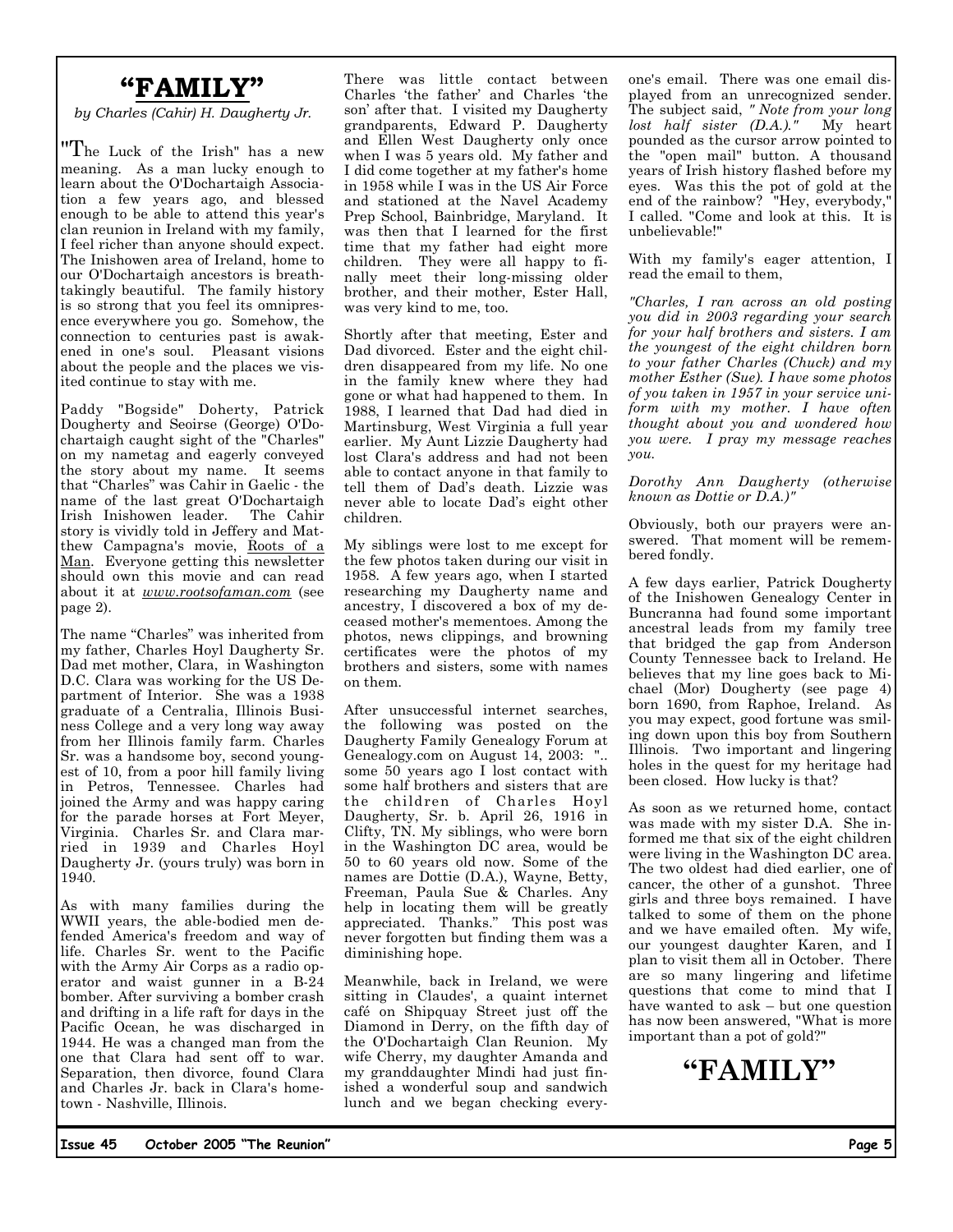# "FAMILY"

*by Charles (Cahir) H. Daugherty Jr.*

"The Luck of the Irish" has a new meaning. As a man lucky enough to learn about the O'Dochartaigh Association a few years ago, and blessed enough to be able to attend this year's clan reunion in Ireland with my family, I feel richer than anyone should expect. The Inishowen area of Ireland, home to our O'Dochartaigh ancestors is breathtakingly beautiful. The family history is so strong that you feel its omnipresence everywhere you go. Somehow, the connection to centuries past is awakened in one's soul. Pleasant visions about the people and the places we visited continue to stay with me.

Paddy "Bogside" Doherty, Patrick Dougherty and Seoirse (George) O'Dochartaigh caught sight of the "Charles" on my nametag and eagerly conveyed the story about my name. It seems that "Charles" was Cahir in Gaelic - the name of the last great O'Dochartaigh Irish Inishowen leader. The Cahir story is vividly told in Jeffery and Matthew Campagna's movie, Roots of a Man. Everyone getting this newsletter should own this movie and can read about it at *www.rootsofaman.com* (see page 2).

The name "Charles" was inherited from my father, Charles Hoyl Daugherty Sr. Dad met mother, Clara, in Washington D.C. Clara was working for the US Department of Interior. She was a 1938 graduate of a Centralia, Illinois Business College and a very long way away from her Illinois family farm. Charles Sr. was a handsome boy, second youngest of 10, from a poor hill family living in Petros, Tennessee. Charles had joined the Army and was happy caring for the parade horses at Fort Meyer, Virginia. Charles Sr. and Clara married in 1939 and Charles Hoyl Daugherty Jr. (yours truly) was born in 1940.

As with many families during the WWII years, the able-bodied men defended America's freedom and way of life. Charles Sr. went to the Pacific with the Army Air Corps as a radio operator and waist gunner in a B-24 bomber. After surviving a bomber crash and drifting in a life raft for days in the Pacific Ocean, he was discharged in 1944. He was a changed man from the one that Clara had sent off to war. Separation, then divorce, found Clara and Charles Jr. back in Clara's hometown - Nashville, Illinois.

There was little contact between Charles 'the father' and Charles 'the son' after that. I visited my Daugherty grandparents, Edward P. Daugherty and Ellen West Daugherty only once when I was 5 years old. My father and I did come together at my father's home in 1958 while I was in the US Air Force and stationed at the Navel Academy Prep School, Bainbridge, Maryland. It was then that I learned for the first time that my father had eight more children. They were all happy to finally meet their long-missing older brother, and their mother, Ester Hall, was very kind to me, too.

Shortly after that meeting, Ester and Dad divorced. Ester and the eight children disappeared from my life. No one in the family knew where they had gone or what had happened to them. In 1988, I learned that Dad had died in Martinsburg, West Virginia a full year earlier. My Aunt Lizzie Daugherty had lost Clara's address and had not been able to contact anyone in that family to tell them of Dad's death. Lizzie was never able to locate Dad's eight other children.

My siblings were lost to me except for the few photos taken during our visit in 1958. A few years ago, when I started researching my Daugherty name and ancestry, I discovered a box of my deceased mother's mementoes. Among the photos, news clippings, and browning certificates were the photos of my brothers and sisters, some with names on them.

After unsuccessful internet searches, the following was posted on the Daugherty Family Genealogy Forum at Genealogy.com on August 14, 2003: ".. some 50 years ago I lost contact with some half brothers and sisters that are the children of Charles Hoyl Daugherty, Sr. b. April 26, 1916 in Clifty, TN. My siblings, who were born in the Washington DC area, would be 50 to 60 years old now. Some of the names are Dottie (D.A.), Wayne, Betty, Freeman, Paula Sue & Charles. Any help in locating them will be greatly appreciated. Thanks." This post was never forgotten but finding them was a diminishing hope.

Meanwhile, back in Ireland, we were sitting in Claudes', a quaint internet café on Shipquay Street just off the Diamond in Derry, on the fifth day of the O'Dochartaigh Clan Reunion. My wife Cherry, my daughter Amanda and my granddaughter Mindi had just finished a wonderful soup and sandwich lunch and we began checking everyone's email. There was one email displayed from an unrecognized sender. The subject said, *" Note from your long lost half sister (D.A.)."* My heart pounded as the cursor arrow pointed to the "open mail" button. A thousand years of Irish history flashed before my eyes. Was this the pot of gold at the end of the rainbow? "Hey, everybody," I called. "Come and look at this. It is unbelievable!"

With my family's eager attention, I read the email to them,

*"Charles, I ran across an old posting you did in 2003 regarding your search for your half brothers and sisters. I am the youngest of the eight children born to your father Charles (Chuck) and my mother Esther (Sue). I have some photos of you taken in 1957 in your service uniform with my mother. I have often thought about you and wondered how you were. I pray my message reaches you.*

*Dorothy Ann Daugherty (otherwise known as Dottie or D.A.)"*

Obviously, both our prayers were answered. That moment will be remembered fondly.

A few days earlier, Patrick Dougherty of the Inishowen Genealogy Center in Buncranna had found some important ancestral leads from my family tree that bridged the gap from Anderson County Tennessee back to Ireland. He believes that my line goes back to Michael (Mor) Dougherty (see page 4) born 1690, from Raphoe, Ireland. As you may expect, good fortune was smiling down upon this boy from Southern Illinois. Two important and lingering holes in the quest for my heritage had been closed. How lucky is that?

As soon as we returned home, contact was made with my sister D.A. She informed me that six of the eight children were living in the Washington DC area. The two oldest had died earlier, one of cancer, the other of a gunshot. Three girls and three boys remained. I have talked to some of them on the phone and we have emailed often. My wife, our youngest daughter Karen, and I plan to visit them all in October. There are so many lingering and lifetime questions that come to mind that I have wanted to ask – but one question has now been answered, "What is more important than a pot of gold?"

# "FAMILY"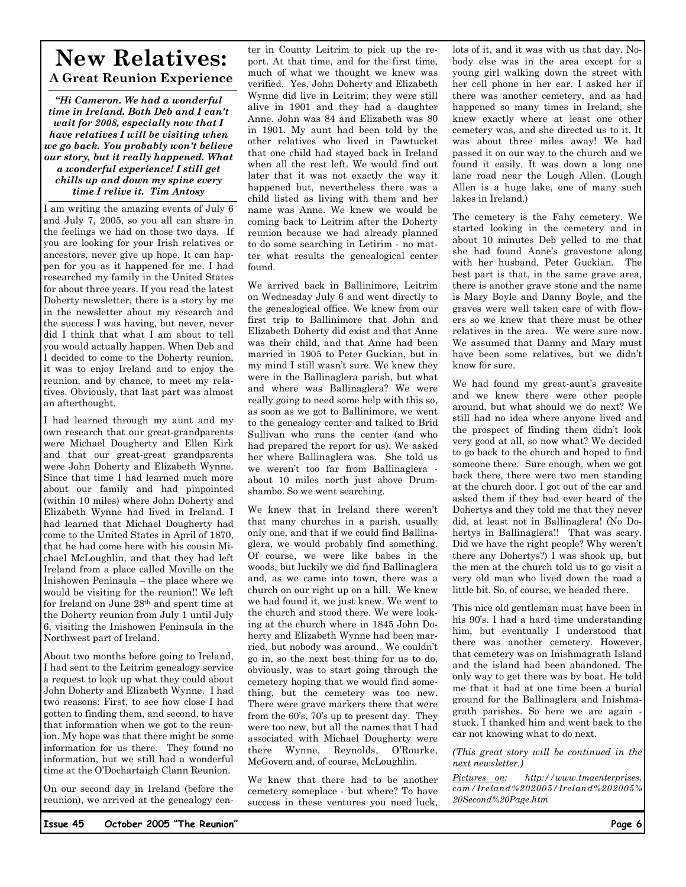# New Relatives:

### A Great Reunion Experience

***"Hi Cameron. We had a wonderful time in Ireland. Both Deb and I can't wait for 2008, especially now that I have relatives I will be visiting when we go back. You probably won't believe our story, but it really happened. What a wonderful experience! I still get chills up and down my spine every time I relive it. Tim Antosy***

I am writing the amazing events of July 6 and July 7, 2005, so you all can share in the feelings we had on those two days. If you are looking for your Irish relatives or ancestors, never give up hope. It can happen for you as it happened for me. I had researched my family in the United States for about three years. If you read the latest Doherty newsletter, there is a story by me in the newsletter about my research and the success I was having, but never, never did I think that what I am about to tell you would actually happen. When Deb and I decided to come to the Doherty reunion, it was to enjoy Ireland and to enjoy the reunion, and by chance, to meet my relatives. Obviously, that last part was almost an afterthought.

I had learned through my aunt and my own research that our great-grandparents were Michael Dougherty and Ellen Kirk and that our great-great grandparents were John Doherty and Elizabeth Wynne. Since that time I had learned much more about our family and had pinpointed (within 10 miles) where John Doherty and Elizabeth Wynne had lived in Ireland. I had learned that Michael Dougherty had come to the United States in April of 1870, that he had come here with his cousin Michael McLoughlin, and that they had left Ireland from a place called Moville on the Inishowen Peninsula – the place where we would be visiting for the reunion!! We left for Ireland on June 28th and spent time at the Doherty reunion from July 1 until July 6, visiting the Inishowen Peninsula in the Northwest part of Ireland.

About two months before going to Ireland, I had sent to the Leitrim genealogy service a request to look up what they could about John Doherty and Elizabeth Wynne. I had two reasons: First, to see how close I had gotten to finding them, and second, to have that information when we got to the reunion. My hope was that there might be some information for us there. They found no information, but we still had a wonderful time at the O'Dochartaigh Clann Reunion.

On our second day in Ireland (before the reunion), we arrived at the genealogy center in County Leitrim to pick up the report. At that time, and for the first time, much of what we thought we knew was verified. Yes, John Doherty and Elizabeth Wynne did live in Leitrim; they were still alive in 1901 and they had a daughter Anne. John was 84 and Elizabeth was 80 in 1901. My aunt had been told by the other relatives who lived in Pawtucket that one child had stayed back in Ireland when all the rest left. We would find out later that it was not exactly the way it happened but, nevertheless there was a child listed as living with them and her name was Anne. We knew we would be coming back to Leitrim after the Doherty reunion because we had already planned to do some searching in Letirim - no matter what results the genealogical center found.

We arrived back in Ballinimore, Leitrim on Wednesday July 6 and went directly to the genealogical office. We knew from our first trip to Ballinimore that John and Elizabeth Doherty did exist and that Anne was their child, and that Anne had been married in 1905 to Peter Guckian, but in my mind I still wasn't sure. We knew they were in the Ballinaglera parish, but what and where was Ballinaglera? We were really going to need some help with this so, as soon as we got to Ballinimore, we went to the genealogy center and talked to Brid Sullivan who runs the center (and who had prepared the report for us). We asked her where Ballinaglera was. She told us we weren't too far from Ballinaglera - about 10 miles north just above Drumshambo. So we went searching.

We knew that in Ireland there weren't that many churches in a parish, usually only one, and that if we could find Ballinaglera, we would probably find something. Of course, we were like babes in the woods, but luckily we did find Ballinaglera and, as we came into town, there was a church on our right up on a hill. We knew we had found it, we just knew. We went to the church and stood there. We were looking at the church where in 1845 John Doherty and Elizabeth Wynne had been married, but nobody was around. We couldn't go in, so the next best thing for us to do, obviously, was to start going through the cemetery hoping that we would find something, but the cemetery was too new. There were grave markers there that were from the 60's, 70's up to present day. They were too new, but all the names that I had associated with Michael Dougherty were there Wynne, Reynolds, O'Rourke, McGovern and, of course, McLoughlin.

We knew that there had to be another cemetery someplace - but where? To have success in these ventures you need luck, lots of it, and it was with us that day. Nobody else was in the area except for a young girl walking down the street with her cell phone in her ear. I asked her if there was another cemetery, and as had happened so many times in Ireland, she knew exactly where at least one other cemetery was, and she directed us to it. It was about three miles away! We had passed it on our way to the church and we found it easily. It was down a long one lane road near the Lough Allen. (Lough Allen is a huge lake, one of many such lakes in Ireland.)

The cemetery is the Fahy cemetery. We started looking in the cemetery and in about 10 minutes Deb yelled to me that she had found Anne's gravestone along with her husband, Peter Guckian. The best part is that, in the same grave area, there is another grave stone and the name is Mary Boyle and Danny Boyle, and the graves were well taken care of with flowers so we knew that there must be other relatives in the area. We were sure now. We assumed that Danny and Mary must have been some relatives, but we didn't know for sure.

We had found my great-aunt's gravesite and we knew there were other people around, but what should we do next? We still had no idea where anyone lived and the prospect of finding them didn't look very good at all, so now what? We decided to go back to the church and hoped to find someone there. Sure enough, when we got back there, there were two men standing at the church door. I got out of the car and asked them if they had ever heard of the Dohertys and they told me that they never did, at least not in Ballinaglera! (No Dohertys in Ballinaglera!! That was scary. Did we have the right people? Why weren't there any Dohertys?) I was shook up, but the men at the church told us to go visit a very old man who lived down the road a little bit. So, of course, we headed there.

This nice old gentleman must have been in his 90's. I had a hard time understanding him, but eventually I understood that there was another cemetery. However, that cemetery was on Inishmagrath Island and the island had been abandoned. The only way to get there was by boat. He told me that it had at one time been a burial ground for the Ballinaglera and Inishmagrath parishes. So here we are again - stuck. I thanked him and went back to the car not knowing what to do next.

*(This great story will be continued in the next newsletter.)*

*Pictures on: http://www.tmaenterprises.com/Ireland%202005/Ireland%202005%20Second%20Page.htm*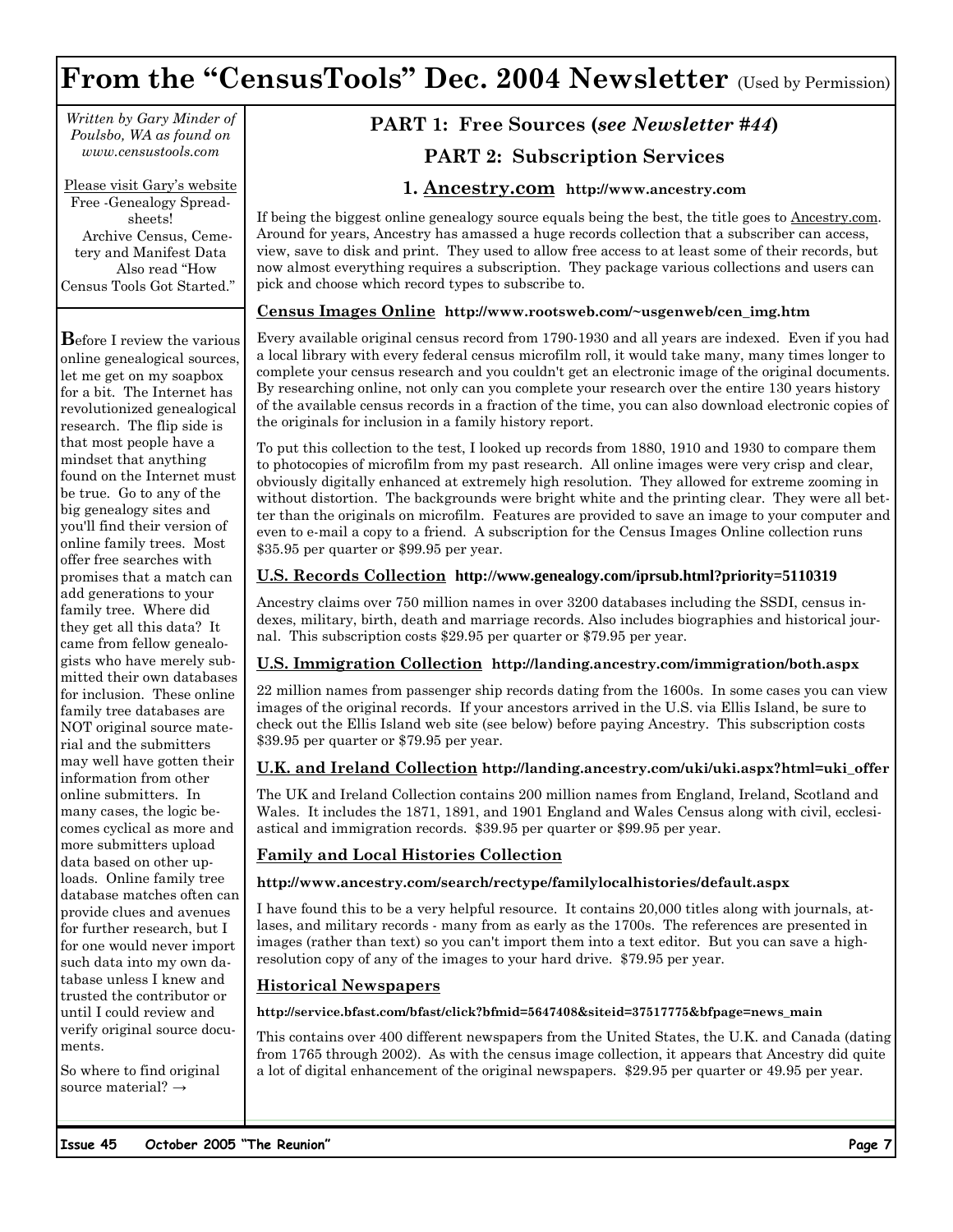# From the "CensusTools" Dec. 2004 Newsletter (Used by Permission)

*Written by Gary Minder of Poulsbo, WA as found on www.censustools.com*

Please visit Gary's website
Free -Genealogy Spreadsheets!
Archive Census, Cemetery and Manifest Data
Also read "How Census Tools Got Started."

**B**efore I review the various online genealogical sources, let me get on my soapbox for a bit. The Internet has revolutionized genealogical research. The flip side is that most people have a mindset that anything found on the Internet must be true. Go to any of the big genealogy sites and you'll find their version of online family trees. Most offer free searches with promises that a match can add generations to your family tree. Where did they get all this data? It came from fellow genealogists who have merely submitted their own databases for inclusion. These online family tree databases are NOT original source material and the submitters may well have gotten their information from other online submitters. In many cases, the logic becomes cyclical as more and more submitters upload data based on other uploads. Online family tree database matches often can provide clues and avenues for further research, but I for one would never import such data into my own database unless I knew and trusted the contributor or until I could review and verify original source documents.

So where to find original source material? →

### PART 1: Free Sources (*see Newsletter #44*)

### PART 2: Subscription Services

#### 1. Ancestry.com http://www.ancestry.com

If being the biggest online genealogy source equals being the best, the title goes to Ancestry.com. Around for years, Ancestry has amassed a huge records collection that a subscriber can access, view, save to disk and print. They used to allow free access to at least some of their records, but now almost everything requires a subscription. They package various collections and users can pick and choose which record types to subscribe to.

**Census Images Online** http://www.rootsweb.com/~usgenweb/cen_img.htm

Every available original census record from 1790-1930 and all years are indexed. Even if you had a local library with every federal census microfilm roll, it would take many, many times longer to complete your census research and you couldn't get an electronic image of the original documents. By researching online, not only can you complete your research over the entire 130 years history of the available census records in a fraction of the time, you can also download electronic copies of the originals for inclusion in a family history report.

To put this collection to the test, I looked up records from 1880, 1910 and 1930 to compare them to photocopies of microfilm from my past research. All online images were very crisp and clear, obviously digitally enhanced at extremely high resolution. They allowed for extreme zooming in without distortion. The backgrounds were bright white and the printing clear. They were all better than the originals on microfilm. Features are provided to save an image to your computer and even to e-mail a copy to a friend. A subscription for the Census Images Online collection runs $35.95 per quarter or $99.95 per year.

**U.S. Records Collection** http://www.genealogy.com/iprsub.html?priority=5110319

Ancestry claims over 750 million names in over 3200 databases including the SSDI, census indexes, military, birth, death and marriage records. Also includes biographies and historical journal. This subscription costs $29.95 per quarter or $79.95 per year.

**U.S. Immigration Collection** http://landing.ancestry.com/immigration/both.aspx

22 million names from passenger ship records dating from the 1600s. In some cases you can view images of the original records. If your ancestors arrived in the U.S. via Ellis Island, be sure to check out the Ellis Island web site (see below) before paying Ancestry. This subscription costs $39.95 per quarter or $79.95 per year.

**U.K. and Ireland Collection** http://landing.ancestry.com/uki/uki.aspx?html=uki_offer

The UK and Ireland Collection contains 200 million names from England, Ireland, Scotland and Wales. It includes the 1871, 1891, and 1901 England and Wales Census along with civil, ecclesiastical and immigration records. $39.95 per quarter or $99.95 per year.

**Family and Local Histories Collection**

**http://www.ancestry.com/search/rectype/familylocalhistories/default.aspx**

I have found this to be a very helpful resource. It contains 20,000 titles along with journals, atlases, and military records - many from as early as the 1700s. The references are presented in images (rather than text) so you can't import them into a text editor. But you can save a high-resolution copy of any of the images to your hard drive. $79.95 per year.

**Historical Newspapers**

**http://service.bfast.com/bfast/click?bfmid=5647408&siteid=37517775&bfpage=news_main**

This contains over 400 different newspapers from the United States, the U.K. and Canada (dating from 1765 through 2002). As with the census image collection, it appears that Ancestry did quite a lot of digital enhancement of the original newspapers. $29.95 per quarter or 49.95 per year.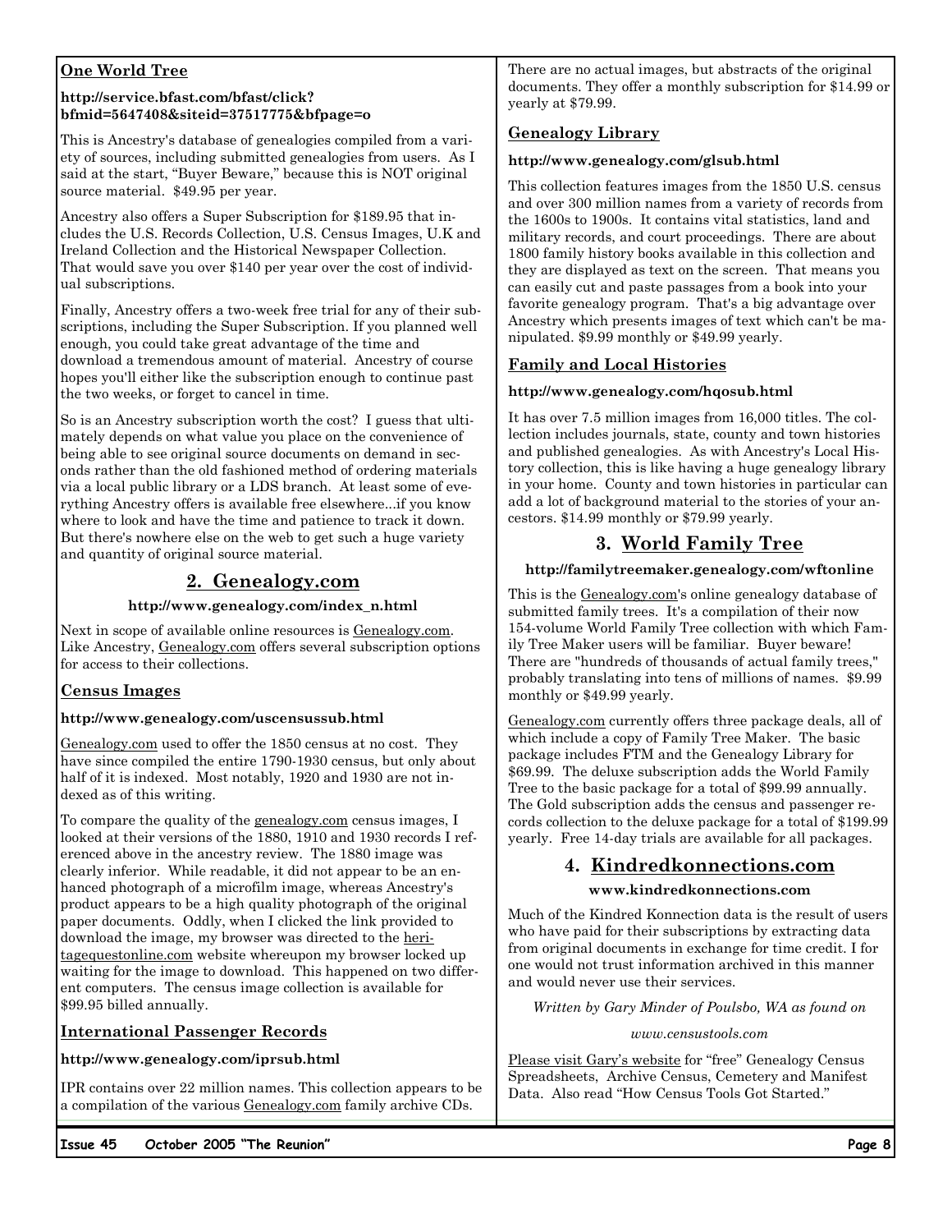### One World Tree

**http://service.bfast.com/bfast/click?bfmid=5647408&siteid=37517775&bfpage=o**

This is Ancestry's database of genealogies compiled from a variety of sources, including submitted genealogies from users. As I said at the start, "Buyer Beware," because this is NOT original source material. $49.95 per year.

Ancestry also offers a Super Subscription for $189.95 that includes the U.S. Records Collection, U.S. Census Images, U.K and Ireland Collection and the Historical Newspaper Collection. That would save you over $140 per year over the cost of individual subscriptions.

Finally, Ancestry offers a two-week free trial for any of their subscriptions, including the Super Subscription. If you planned well enough, you could take great advantage of the time and download a tremendous amount of material. Ancestry of course hopes you'll either like the subscription enough to continue past the two weeks, or forget to cancel in time.

So is an Ancestry subscription worth the cost? I guess that ultimately depends on what value you place on the convenience of being able to see original source documents on demand in seconds rather than the old fashioned method of ordering materials via a local public library or a LDS branch. At least some of everything Ancestry offers is available free elsewhere...if you know where to look and have the time and patience to track it down. But there's nowhere else on the web to get such a huge variety and quantity of original source material.

## 2. Genealogy.com

**http://www.genealogy.com/index_n.html**

Next in scope of available online resources is Genealogy.com. Like Ancestry, Genealogy.com offers several subscription options for access to their collections.

### Census Images

**http://www.genealogy.com/uscensussub.html**

Genealogy.com used to offer the 1850 census at no cost. They have since compiled the entire 1790-1930 census, but only about half of it is indexed. Most notably, 1920 and 1930 are not indexed as of this writing.

To compare the quality of the genealogy.com census images, I looked at their versions of the 1880, 1910 and 1930 records I referenced above in the ancestry review. The 1880 image was clearly inferior. While readable, it did not appear to be an enhanced photograph of a microfilm image, whereas Ancestry's product appears to be a high quality photograph of the original paper documents. Oddly, when I clicked the link provided to download the image, my browser was directed to the heritagequestonline.com website whereupon my browser locked up waiting for the image to download. This happened on two different computers. The census image collection is available for $99.95 billed annually.

### International Passenger Records

**http://www.genealogy.com/iprsub.html**

IPR contains over 22 million names. This collection appears to be a compilation of the various Genealogy.com family archive CDs. There are no actual images, but abstracts of the original documents. They offer a monthly subscription for $14.99 or yearly at $79.99.

### Genealogy Library

**http://www.genealogy.com/glsub.html**

This collection features images from the 1850 U.S. census and over 300 million names from a variety of records from the 1600s to 1900s. It contains vital statistics, land and military records, and court proceedings. There are about 1800 family history books available in this collection and they are displayed as text on the screen. That means you can easily cut and paste passages from a book into your favorite genealogy program. That's a big advantage over Ancestry which presents images of text which can't be manipulated. $9.99 monthly or $49.99 yearly.

### Family and Local Histories

**http://www.genealogy.com/hqosub.html**

It has over 7.5 million images from 16,000 titles. The collection includes journals, state, county and town histories and published genealogies. As with Ancestry's Local History collection, this is like having a huge genealogy library in your home. County and town histories in particular can add a lot of background material to the stories of your ancestors. $14.99 monthly or $79.99 yearly.

## 3. World Family Tree

**http://familytreemaker.genealogy.com/wftonline**

This is the Genealogy.com's online genealogy database of submitted family trees. It's a compilation of their now 154-volume World Family Tree collection with which Family Tree Maker users will be familiar. Buyer beware! There are "hundreds of thousands of actual family trees," probably translating into tens of millions of names. $9.99 monthly or $49.99 yearly.

Genealogy.com currently offers three package deals, all of which include a copy of Family Tree Maker. The basic package includes FTM and the Genealogy Library for $69.99. The deluxe subscription adds the World Family Tree to the basic package for a total of $99.99 annually. The Gold subscription adds the census and passenger records collection to the deluxe package for a total of $199.99 yearly. Free 14-day trials are available for all packages.

## 4. Kindredkonnections.com

**www.kindredkonnections.com**

Much of the Kindred Konnection data is the result of users who have paid for their subscriptions by extracting data from original documents in exchange for time credit. I for one would not trust information archived in this manner and would never use their services.

*Written by Gary Minder of Poulsbo, WA as found on*

*www.censustools.com*

Please visit Gary's website for "free" Genealogy Census Spreadsheets, Archive Census, Cemetery and Manifest Data. Also read "How Census Tools Got Started."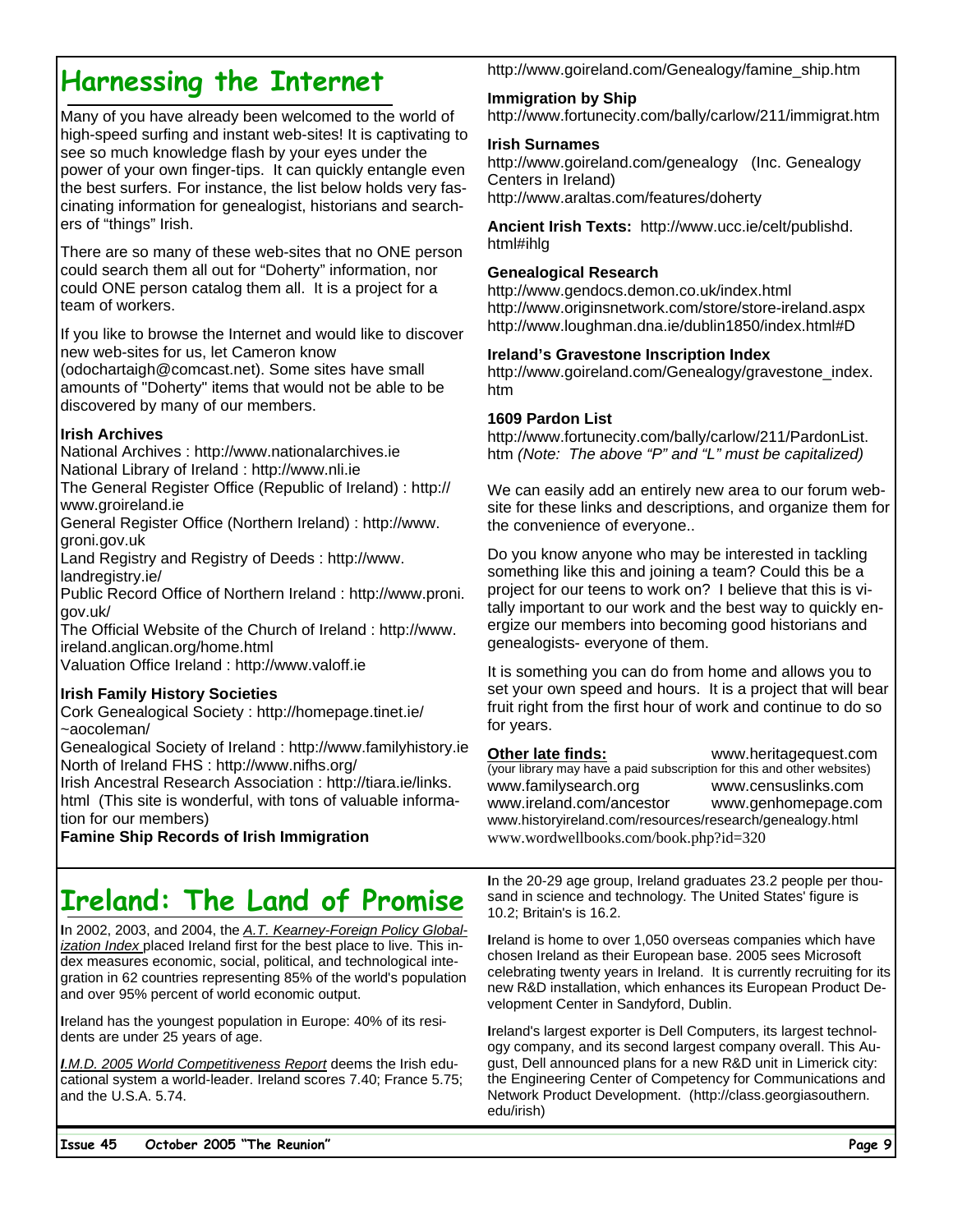# Harnessing the Internet

Many of you have already been welcomed to the world of high-speed surfing and instant web-sites! It is captivating to see so much knowledge flash by your eyes under the power of your own finger-tips. It can quickly entangle even the best surfers. For instance, the list below holds very fascinating information for genealogist, historians and searchers of "things" Irish.

There are so many of these web-sites that no ONE person could search them all out for "Doherty" information, nor could ONE person catalog them all. It is a project for a team of workers.

If you like to browse the Internet and would like to discover new web-sites for us, let Cameron know (odochartaigh@comcast.net). Some sites have small amounts of "Doherty" items that would not be able to be discovered by many of our members.

**Irish Archives**

National Archives : http://www.nationalarchives.ie
National Library of Ireland : http://www.nli.ie
The General Register Office (Republic of Ireland) : http://www.groireland.ie
General Register Office (Northern Ireland) : http://www.groni.gov.uk
Land Registry and Registry of Deeds : http://www.landregistry.ie/
Public Record Office of Northern Ireland : http://www.proni.gov.uk/
The Official Website of the Church of Ireland : http://www.ireland.anglican.org/home.html
Valuation Office Ireland : http://www.valoff.ie

**Irish Family History Societies**

Cork Genealogical Society : http://homepage.tinet.ie/~aocoleman/
Genealogical Society of Ireland : http://www.familyhistory.ie
North of Ireland FHS : http://www.nifhs.org/
Irish Ancestral Research Association : http://tiara.ie/links.html (This site is wonderful, with tons of valuable information for our members)

**Famine Ship Records of Irish Immigration**

http://www.goireland.com/Genealogy/famine_ship.htm

**Immigration by Ship**

http://www.fortunecity.com/bally/carlow/211/immigrat.htm

**Irish Surnames**

http://www.goireland.com/genealogy (Inc. Genealogy Centers in Ireland)
http://www.araltas.com/features/doherty

**Ancient Irish Texts:** http://www.ucc.ie/celt/publishd.html#ihlg

**Genealogical Research**

http://www.gendocs.demon.co.uk/index.html
http://www.originsnetwork.com/store/store-ireland.aspx
http://www.loughman.dna.ie/dublin1850/index.html#D

**Ireland's Gravestone Inscription Index**

http://www.goireland.com/Genealogy/gravestone_index.htm

**1609 Pardon List**

http://www.fortunecity.com/bally/carlow/211/PardonList.htm *(Note: The above "P" and "L" must be capitalized)*

We can easily add an entirely new area to our forum website for these links and descriptions, and organize them for the convenience of everyone..

Do you know anyone who may be interested in tackling something like this and joining a team? Could this be a project for our teens to work on? I believe that this is vitally important to our work and the best way to quickly energize our members into becoming good historians and genealogists- everyone of them.

It is something you can do from home and allows you to set your own speed and hours. It is a project that will bear fruit right from the first hour of work and continue to do so for years.

**Other late finds:** www.heritagequest.com
(your library may have a paid subscription for this and other websites)
www.familysearch.org
www.censuslinks.com
www.ireland.com/ancestor
www.genhomepage.com
www.historyireland.com/resources/research/genealogy.html
www.wordwellbooks.com/book.php?id=320

# Ireland: The Land of Promise

In 2002, 2003, and 2004, the *A.T. Kearney-Foreign Policy Globalization Index* placed Ireland first for the best place to live. This index measures economic, social, political, and technological integration in 62 countries representing 85% of the world's population and over 95% percent of world economic output.

Ireland has the youngest population in Europe: 40% of its residents are under 25 years of age.

*I.M.D. 2005 World Competitiveness Report* deems the Irish educational system a world-leader. Ireland scores 7.40; France 5.75; and the U.S.A. 5.74.

In the 20-29 age group, Ireland graduates 23.2 people per thousand in science and technology. The United States' figure is 10.2; Britain's is 16.2.

Ireland is home to over 1,050 overseas companies which have chosen Ireland as their European base. 2005 sees Microsoft celebrating twenty years in Ireland. It is currently recruiting for its new R&D installation, which enhances its European Product Development Center in Sandyford, Dublin.

Ireland's largest exporter is Dell Computers, its largest technology company, and its second largest company overall. This August, Dell announced plans for a new R&D unit in Limerick city: the Engineering Center of Competency for Communications and Network Product Development. (http://class.georgiasouthern.edu/irish)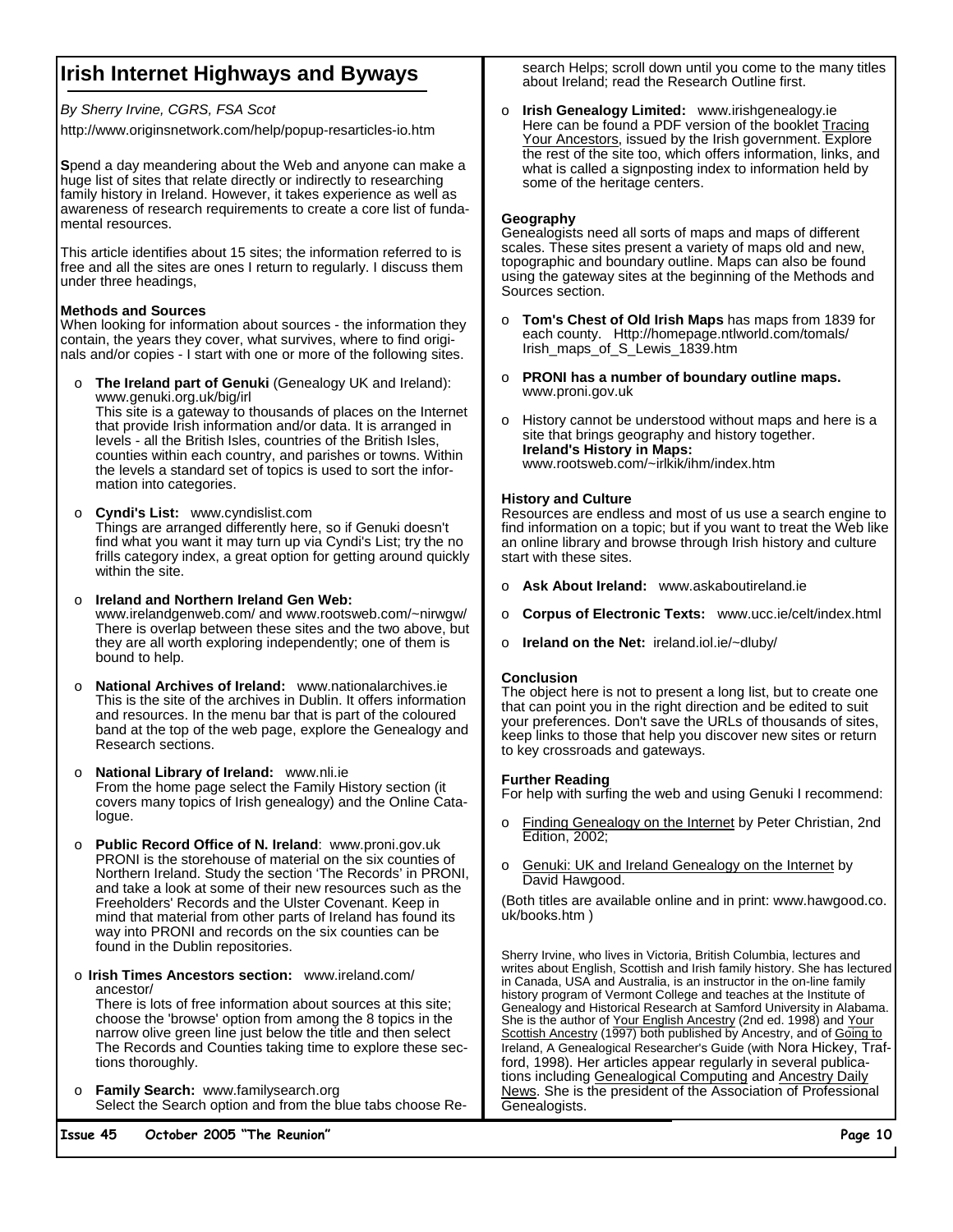# Irish Internet Highways and Byways

*By Sherry Irvine, CGRS, FSA Scot*

http://www.originsnetwork.com/help/popup-resarticles-io.htm

**S**pend a day meandering about the Web and anyone can make a huge list of sites that relate directly or indirectly to researching family history in Ireland. However, it takes experience as well as awareness of research requirements to create a core list of fundamental resources.

This article identifies about 15 sites; the information referred to is free and all the sites are ones I return to regularly. I discuss them under three headings,

**Methods and Sources**

When looking for information about sources - the information they contain, the years they cover, what survives, where to find originals and/or copies - I start with one or more of the following sites.

- **The Ireland part of Genuki** (Genealogy UK and Ireland): www.genuki.org.uk/big/irl
  This site is a gateway to thousands of places on the Internet that provide Irish information and/or data. It is arranged in levels - all the British Isles, countries of the British Isles, counties within each country, and parishes or towns. Within the levels a standard set of topics is used to sort the information into categories.

- **Cyndi's List:** www.cyndislist.com
  Things are arranged differently here, so if Genuki doesn't find what you want it may turn up via Cyndi's List; try the no frills category index, a great option for getting around quickly within the site.

- **Ireland and Northern Ireland Gen Web:** www.irelandgenweb.com/ and www.rootsweb.com/~nirwgw/
  There is overlap between these sites and the two above, but they are all worth exploring independently; one of them is bound to help.

- **National Archives of Ireland:** www.nationalarchives.ie
  This is the site of the archives in Dublin. It offers information and resources. In the menu bar that is part of the coloured band at the top of the web page, explore the Genealogy and Research sections.

- **National Library of Ireland:** www.nli.ie
  From the home page select the Family History section (it covers many topics of Irish genealogy) and the Online Catalogue.

- **Public Record Office of N. Ireland**: www.proni.gov.uk
  PRONI is the storehouse of material on the six counties of Northern Ireland. Study the section 'The Records' in PRONI, and take a look at some of their new resources such as the Freeholders' Records and the Ulster Covenant. Keep in mind that material from other parts of Ireland has found its way into PRONI and records on the six counties can be found in the Dublin repositories.

- **Irish Times Ancestors section:** www.ireland.com/ancestor/
  There is lots of free information about sources at this site; choose the 'browse' option from among the 8 topics in the narrow olive green line just below the title and then select The Records and Counties taking time to explore these sections thoroughly.

- **Family Search:** www.familysearch.org
  Select the Search option and from the blue tabs choose Research Helps; scroll down until you come to the many titles about Ireland; read the Research Outline first.

- **Irish Genealogy Limited:** www.irishgenealogy.ie
  Here can be found a PDF version of the booklet Tracing Your Ancestors, issued by the Irish government. Explore the rest of the site too, which offers information, links, and what is called a signposting index to information held by some of the heritage centers.

**Geography**

Genealogists need all sorts of maps and maps of different scales. These sites present a variety of maps old and new, topographic and boundary outline. Maps can also be found using the gateway sites at the beginning of the Methods and Sources section.

- **Tom's Chest of Old Irish Maps** has maps from 1839 for each county. Http://homepage.ntlworld.com/tomals/Irish_maps_of_S_Lewis_1839.htm

- **PRONI has a number of boundary outline maps.** www.proni.gov.uk

- History cannot be understood without maps and here is a site that brings geography and history together.
  **Ireland's History in Maps:**
  www.rootsweb.com/~irlkik/ihm/index.htm

**History and Culture**

Resources are endless and most of us use a search engine to find information on a topic; but if you want to treat the Web like an online library and browse through Irish history and culture start with these sites.

- **Ask About Ireland:** www.askaboutireland.ie

- **Corpus of Electronic Texts:** www.ucc.ie/celt/index.html

- **Ireland on the Net:** ireland.iol.ie/~dluby/

**Conclusion**

The object here is not to present a long list, but to create one that can point you in the right direction and be edited to suit your preferences. Don't save the URLs of thousands of sites, keep links to those that help you discover new sites or return to key crossroads and gateways.

**Further Reading**

For help with surfing the web and using Genuki I recommend:

- Finding Genealogy on the Internet by Peter Christian, 2nd Edition, 2002;

- Genuki: UK and Ireland Genealogy on the Internet by David Hawgood.

(Both titles are available online and in print: www.hawgood.co.uk/books.htm )

Sherry Irvine, who lives in Victoria, British Columbia, lectures and writes about English, Scottish and Irish family history. She has lectured in Canada, USA and Australia, is an instructor in the on-line family history program of Vermont College and teaches at the Institute of Genealogy and Historical Research at Samford University in Alabama. She is the author of Your English Ancestry (2nd ed. 1998) and Your Scottish Ancestry (1997) both published by Ancestry, and of Going to Ireland, A Genealogical Researcher's Guide (with Nora Hickey, Trafford, 1998). Her articles appear regularly in several publications including Genealogical Computing and Ancestry Daily News. She is the president of the Association of Professional Genealogists.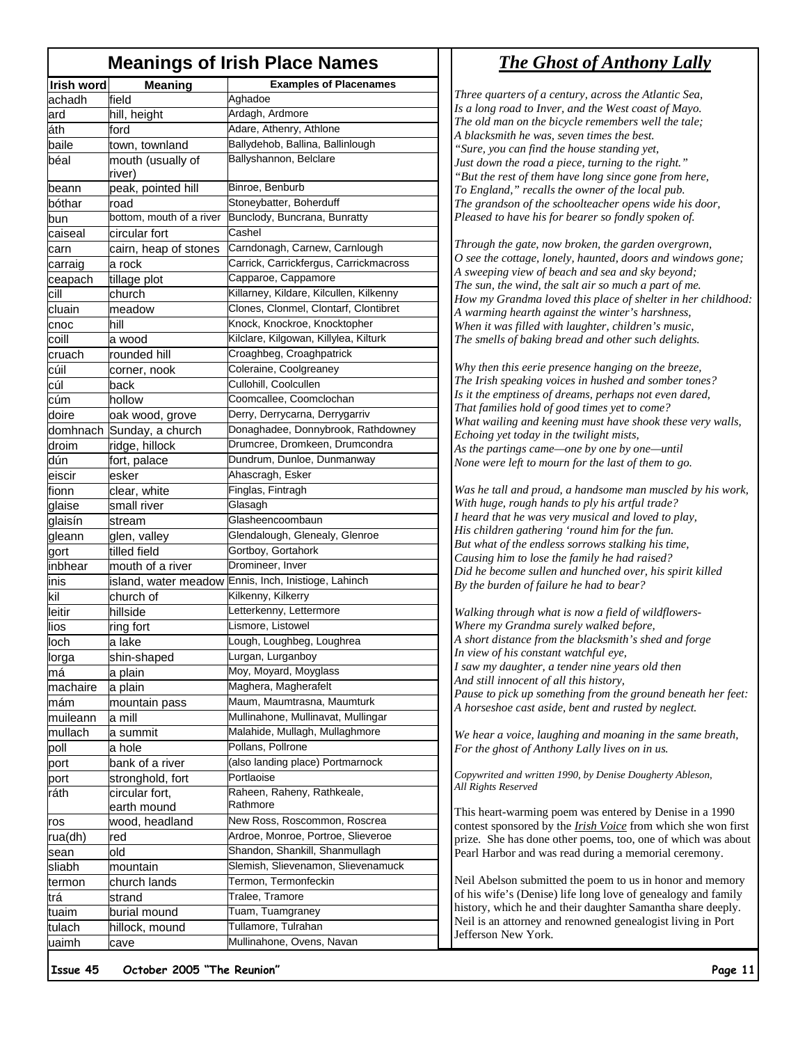## Meanings of Irish Place Names

| Irish word | Meaning | Examples of Placenames |
|---|---|---|
| achadh | field | Aghadoe |
| ard | hill, height | Ardagh, Ardmore |
| áth | ford | Adare, Athenry, Athlone |
| baile | town, townland | Ballydehob, Ballina, Ballinlough |
| béal | mouth (usually of river) | Ballyshannon, Belclare |
| beann | peak, pointed hill | Binroe, Benburb |
| bóthar | road | Stoneybatter, Boherduff |
| bun | bottom, mouth of a river | Bunclody, Buncrana, Bunratty |
| caiseal | circular fort | Cashel |
| carn | cairn, heap of stones | Carndonagh, Carnew, Carnlough |
| carraig | a rock | Carrick, Carrickfergus, Carrickmacross |
| ceapach | tillage plot | Capparoe, Cappamore |
| cill | church | Killarney, Kildare, Kilcullen, Kilkenny |
| cluain | meadow | Clones, Clonmel, Clontarf, Clontibret |
| cnoc | hill | Knock, Knockroe, Knocktopher |
| coill | a wood | Kilclare, Kilgowan, Killylea, Kilturk |
| cruach | rounded hill | Croaghbeg, Croaghpatrick |
| cúil | corner, nook | Coleraine, Coolgreaney |
| cúl | back | Cullohill, Coolcullen |
| cúm | hollow | Coomcallee, Coomclochan |
| doire | oak wood, grove | Derry, Derrycarna, Derrygarriv |
| domhnach | Sunday, a church | Donaghadee, Donnybrook, Rathdowney |
| droim | ridge, hillock | Drumcree, Dromkeen, Drumcondra |
| dún | fort, palace | Dundrum, Dunloe, Dunmanway |
| eiscir | esker | Ahascragh, Esker |
| fionn | clear, white | Finglas, Fintragh |
| glaise | small river | Glasagh |
| glaisín | stream | Glasheencoombaun |
| gleann | glen, valley | Glendalough, Glenealy, Glenroe |
| gort | tilled field | Gortboy, Gortahork |
| inbhear | mouth of a river | Dromineer, Inver |
| inis | island, water meadow | Ennis, Inch, Inistioge, Lahinch |
| kil | church of | Kilkenny, Kilkerry |
| leitir | hillside | Letterkenny, Lettermore |
| lios | ring fort | Lismore, Listowel |
| loch | a lake | Lough, Loughbeg, Loughrea |
| lorga | shin-shaped | Lurgan, Lurganboy |
| má | a plain | Moy, Moyard, Moyglass |
| machaire | a plain | Maghera, Magherafelt |
| mám | mountain pass | Maum, Maumtrasna, Maumturk |
| muileann | a mill | Mullinahone, Mullinavat, Mullingar |
| mullach | a summit | Malahide, Mullagh, Mullaghmore |
| poll | a hole | Pollans, Pollrone |
| port | bank of a river | (also landing place) Portmarnock |
| port | stronghold, fort | Portlaoise |
| ráth | circular fort, earth mound | Raheen, Raheny, Rathkeale, Rathmore |
| ros | wood, headland | New Ross, Roscommon, Roscrea |
| rua(dh) | red | Ardroe, Monroe, Portroe, Slieveroe |
| sean | old | Shandon, Shankill, Shanmullagh |
| sliabh | mountain | Slemish, Slievenamon, Slievenamuck |
| termon | church lands | Termon, Termonfeckin |
| trá | strand | Tralee, Tramore |
| tuaim | burial mound | Tuam, Tuamgraney |
| tulach | hillock, mound | Tullamore, Tulrahan |
| uaimh | cave | Mullinahone, Ovens, Navan |

## *The Ghost of Anthony Lally*

*Three quarters of a century, across the Atlantic Sea,*
*Is a long road to Inver, and the West coast of Mayo.*
*The old man on the bicycle remembers well the tale;*
*A blacksmith he was, seven times the best.*
*"Sure, you can find the house standing yet,*
*Just down the road a piece, turning to the right."*
*"But the rest of them have long since gone from here,*
*To England," recalls the owner of the local pub.*
*The grandson of the schoolteacher opens wide his door,*
*Pleased to have his for bearer so fondly spoken of.*

*Through the gate, now broken, the garden overgrown,*
*O see the cottage, lonely, haunted, doors and windows gone;*
*A sweeping view of beach and sea and sky beyond;*
*The sun, the wind, the salt air so much a part of me.*
*How my Grandma loved this place of shelter in her childhood:*
*A warming hearth against the winter's harshness,*
*When it was filled with laughter, children's music,*
*The smells of baking bread and other such delights.*

*Why then this eerie presence hanging on the breeze,*
*The Irish speaking voices in hushed and somber tones?*
*Is it the emptiness of dreams, perhaps not even dared,*
*That families hold of good times yet to come?*
*What wailing and keening must have shook these very walls,*
*Echoing yet today in the twilight mists,*
*As the partings came—one by one by one—until*
*None were left to mourn for the last of them to go.*

*Was he tall and proud, a handsome man muscled by his work,*
*With huge, rough hands to ply his artful trade?*
*I heard that he was very musical and loved to play,*
*His children gathering 'round him for the fun.*
*But what of the endless sorrows stalking his time,*
*Causing him to lose the family he had raised?*
*Did he become sullen and hunched over, his spirit killed*
*By the burden of failure he had to bear?*

*Walking through what is now a field of wildflowers-*
*Where my Grandma surely walked before,*
*A short distance from the blacksmith's shed and forge*
*In view of his constant watchful eye,*
*I saw my daughter, a tender nine years old then*
*And still innocent of all this history,*
*Pause to pick up something from the ground beneath her feet:*
*A horseshoe cast aside, bent and rusted by neglect.*

*We hear a voice, laughing and moaning in the same breath,*
*For the ghost of Anthony Lally lives on in us.*

*Copywrited and written 1990, by Denise Dougherty Ableson, All Rights Reserved*

This heart-warming poem was entered by Denise in a 1990 contest sponsored by the ***Irish Voice*** from which she won first prize. She has done other poems, too, one of which was about Pearl Harbor and was read during a memorial ceremony.

Neil Abelson submitted the poem to us in honor and memory of his wife's (Denise) life long love of genealogy and family history, which he and their daughter Samantha share deeply. Neil is an attorney and renowned genealogist living in Port Jefferson New York.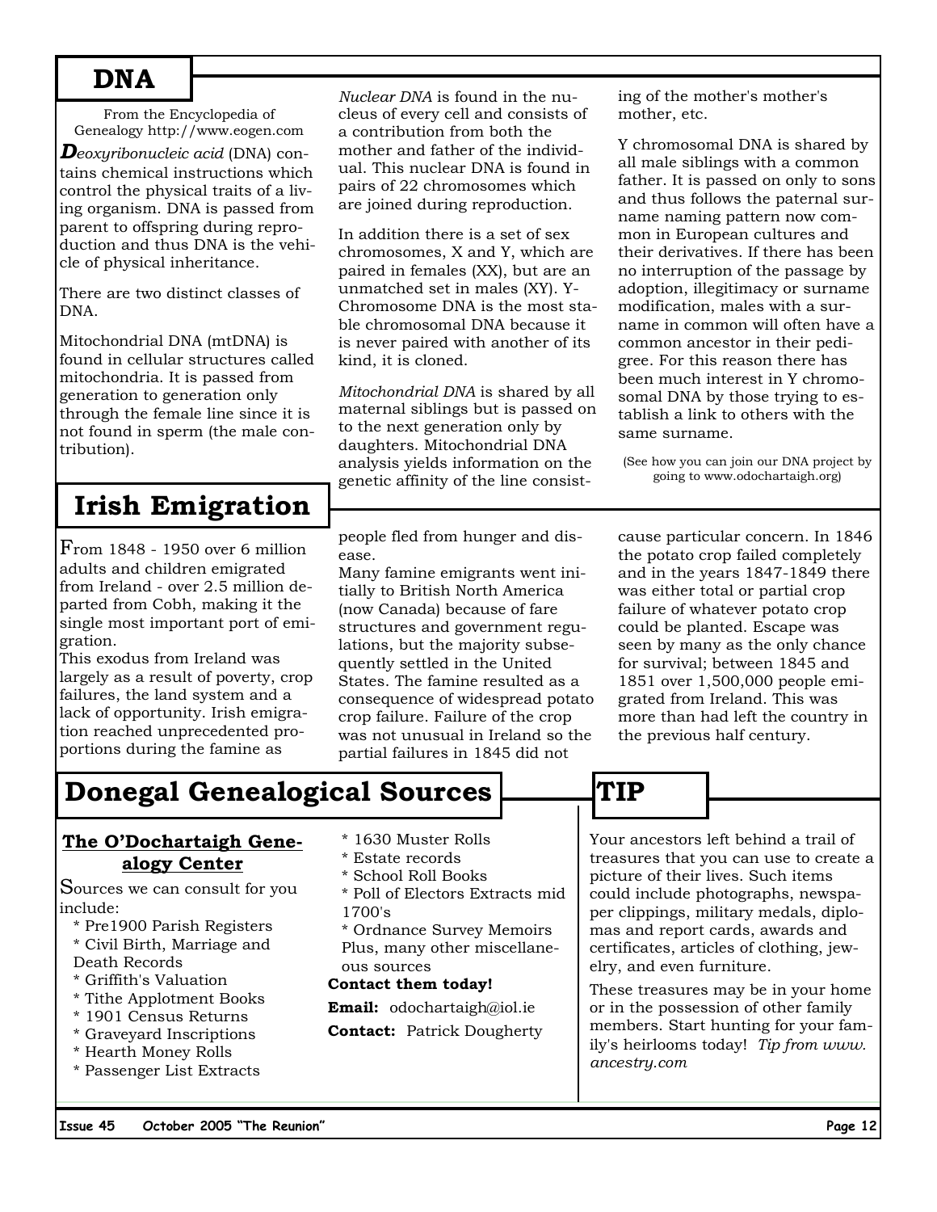## DNA

From the Encyclopedia of Genealogy http://www.eogen.com

***D****eoxyribonucleic acid* (DNA) contains chemical instructions which control the physical traits of a living organism. DNA is passed from parent to offspring during reproduction and thus DNA is the vehicle of physical inheritance.

There are two distinct classes of DNA.

Mitochondrial DNA (mtDNA) is found in cellular structures called mitochondria. It is passed from generation to generation only through the female line since it is not found in sperm (the male contribution).

*Nuclear DNA* is found in the nucleus of every cell and consists of a contribution from both the mother and father of the individual. This nuclear DNA is found in pairs of 22 chromosomes which are joined during reproduction.

In addition there is a set of sex chromosomes, X and Y, which are paired in females (XX), but are an unmatched set in males (XY). Y-Chromosome DNA is the most stable chromosomal DNA because it is never paired with another of its kind, it is cloned.

*Mitochondrial DNA* is shared by all maternal siblings but is passed on to the next generation only by daughters. Mitochondrial DNA analysis yields information on the genetic affinity of the line consisting of the mother's mother's mother, etc.

Y chromosomal DNA is shared by all male siblings with a common father. It is passed on only to sons and thus follows the paternal surname naming pattern now common in European cultures and their derivatives. If there has been no interruption of the passage by adoption, illegitimacy or surname modification, males with a surname in common will often have a common ancestor in their pedigree. For this reason there has been much interest in Y chromosomal DNA by those trying to establish a link to others with the same surname.

(See how you can join our DNA project by going to www.odochartaigh.org)

## Irish Emigration

From 1848 - 1950 over 6 million adults and children emigrated from Ireland - over 2.5 million departed from Cobh, making it the single most important port of emigration.
This exodus from Ireland was largely as a result of poverty, crop failures, the land system and a lack of opportunity. Irish emigration reached unprecedented proportions during the famine as people fled from hunger and disease.
Many famine emigrants went initially to British North America (now Canada) because of fare structures and government regulations, but the majority subsequently settled in the United States. The famine resulted as a consequence of widespread potato crop failure. Failure of the crop was not unusual in Ireland so the partial failures in 1845 did not cause particular concern. In 1846 the potato crop failed completely and in the years 1847-1849 there was either total or partial crop failure of whatever potato crop could be planted. Escape was seen by many as the only chance for survival; between 1845 and 1851 over 1,500,000 people emigrated from Ireland. This was more than had left the country in the previous half century.

## Donegal Genealogical Sources

### The O'Dochartaigh Genealogy Center

Sources we can consult for you include:

* Pre1900 Parish Registers
* Civil Birth, Marriage and Death Records
* Griffith's Valuation
* Tithe Applotment Books
* 1901 Census Returns
* Graveyard Inscriptions
* Hearth Money Rolls
* Passenger List Extracts
* 1630 Muster Rolls
* Estate records
* School Roll Books
* Poll of Electors Extracts mid 1700's
* Ordnance Survey Memoirs

Plus, many other miscellaneous sources

**Contact them today!**

**Email:** odochartaigh@iol.ie

**Contact:** Patrick Dougherty

## TIP

Your ancestors left behind a trail of treasures that you can use to create a picture of their lives. Such items could include photographs, newspaper clippings, military medals, diplomas and report cards, awards and certificates, articles of clothing, jewelry, and even furniture.

These treasures may be in your home or in the possession of other family members. Start hunting for your family's heirlooms today! *Tip from www.ancestry.com*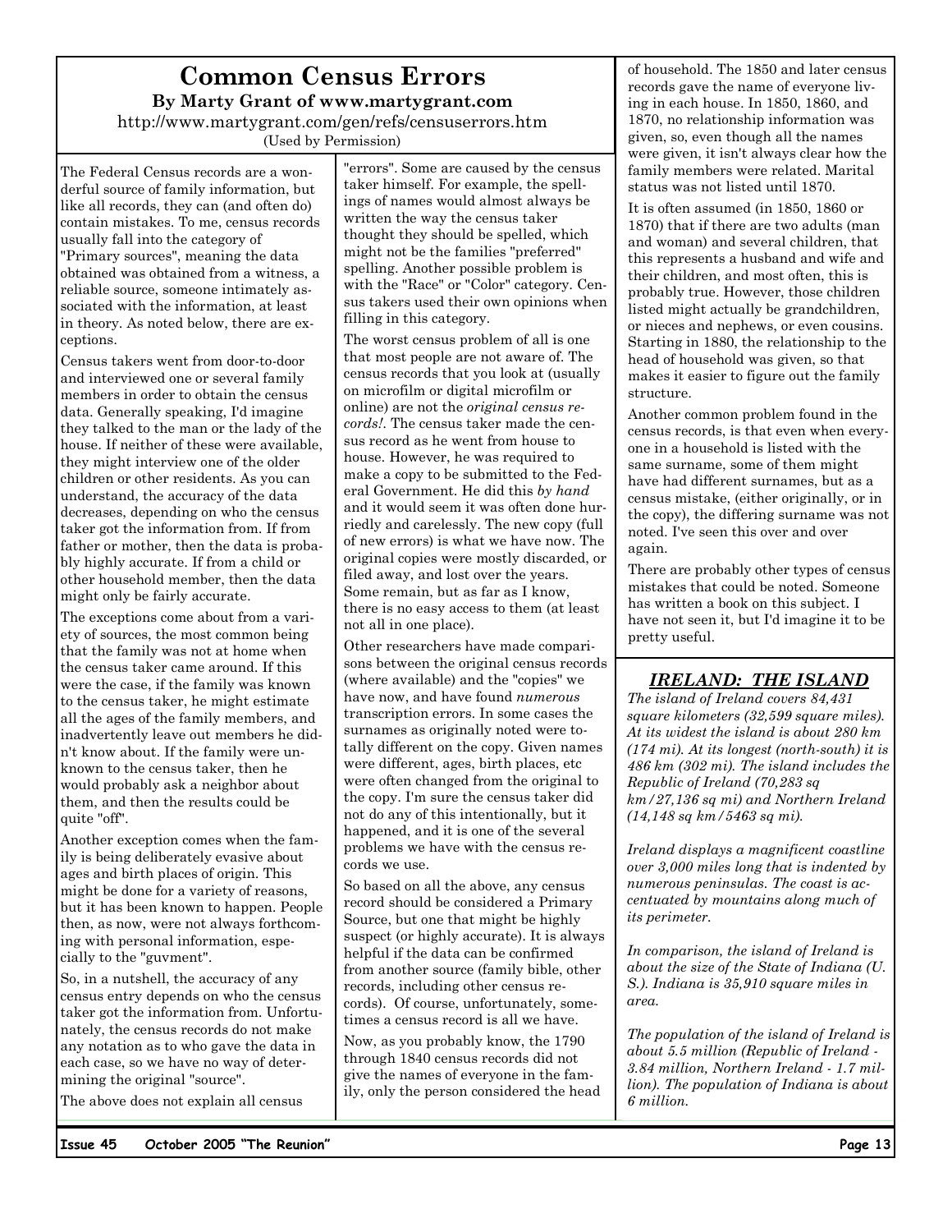# Common Census Errors

**By Marty Grant of www.martygrant.com**

http://www.martygrant.com/gen/refs/censuserrors.htm

(Used by Permission)

The Federal Census records are a wonderful source of family information, but like all records, they can (and often do) contain mistakes. To me, census records usually fall into the category of "Primary sources", meaning the data obtained was obtained from a witness, a reliable source, someone intimately associated with the information, at least in theory. As noted below, there are exceptions.

Census takers went from door-to-door and interviewed one or several family members in order to obtain the census data. Generally speaking, I'd imagine they talked to the man or the lady of the house. If neither of these were available, they might interview one of the older children or other residents. As you can understand, the accuracy of the data decreases, depending on who the census taker got the information from. If from father or mother, then the data is probably highly accurate. If from a child or other household member, then the data might only be fairly accurate.

The exceptions come about from a variety of sources, the most common being that the family was not at home when the census taker came around. If this were the case, if the family was known to the census taker, he might estimate all the ages of the family members, and inadvertently leave out members he didn't know about. If the family were unknown to the census taker, then he would probably ask a neighbor about them, and then the results could be quite "off".

Another exception comes when the family is being deliberately evasive about ages and birth places of origin. This might be done for a variety of reasons, but it has been known to happen. People then, as now, were not always forthcoming with personal information, especially to the "guvment".

So, in a nutshell, the accuracy of any census entry depends on who the census taker got the information from. Unfortunately, the census records do not make any notation as to who gave the data in each case, so we have no way of determining the original "source".

The above does not explain all census "errors". Some are caused by the census taker himself. For example, the spellings of names would almost always be written the way the census taker thought they should be spelled, which might not be the families "preferred" spelling. Another possible problem is with the "Race" or "Color" category. Census takers used their own opinions when filling in this category.

The worst census problem of all is one that most people are not aware of. The census records that you look at (usually on microfilm or digital microfilm or online) are not the *original census records!*. The census taker made the census record as he went from house to house. However, he was required to make a copy to be submitted to the Federal Government. He did this *by hand* and it would seem it was often done hurriedly and carelessly. The new copy (full of new errors) is what we have now. The original copies were mostly discarded, or filed away, and lost over the years. Some remain, but as far as I know, there is no easy access to them (at least not all in one place).

Other researchers have made comparisons between the original census records (where available) and the "copies" we have now, and have found *numerous* transcription errors. In some cases the surnames as originally noted were totally different on the copy. Given names were different, ages, birth places, etc were often changed from the original to the copy. I'm sure the census taker did not do any of this intentionally, but it happened, and it is one of the several problems we have with the census records we use.

So based on all the above, any census record should be considered a Primary Source, but one that might be highly suspect (or highly accurate). It is always helpful if the data can be confirmed from another source (family bible, other records, including other census records). Of course, unfortunately, sometimes a census record is all we have.

Now, as you probably know, the 1790 through 1840 census records did not give the names of everyone in the family, only the person considered the head of household. The 1850 and later census records gave the name of everyone living in each house. In 1850, 1860, and 1870, no relationship information was given, so, even though all the names were given, it isn't always clear how the family members were related. Marital status was not listed until 1870.

It is often assumed (in 1850, 1860 or 1870) that if there are two adults (man and woman) and several children, that this represents a husband and wife and their children, and most often, this is probably true. However, those children listed might actually be grandchildren, or nieces and nephews, or even cousins. Starting in 1880, the relationship to the head of household was given, so that makes it easier to figure out the family structure.

Another common problem found in the census records, is that even when everyone in a household is listed with the same surname, some of them might have had different surnames, but as a census mistake, (either originally, or in the copy), the differing surname was not noted. I've seen this over and over again.

There are probably other types of census mistakes that could be noted. Someone has written a book on this subject. I have not seen it, but I'd imagine it to be pretty useful.

## *IRELAND: THE ISLAND*

*The island of Ireland covers 84,431 square kilometers (32,599 square miles). At its widest the island is about 280 km (174 mi). At its longest (north-south) it is 486 km (302 mi). The island includes the Republic of Ireland (70,283 sq km/27,136 sq mi) and Northern Ireland (14,148 sq km/5463 sq mi).*

*Ireland displays a magnificent coastline over 3,000 miles long that is indented by numerous peninsulas. The coast is accentuated by mountains along much of its perimeter.*

*In comparison, the island of Ireland is about the size of the State of Indiana (U. S.). Indiana is 35,910 square miles in area.*

*The population of the island of Ireland is about 5.5 million (Republic of Ireland - 3.84 million, Northern Ireland - 1.7 million). The population of Indiana is about 6 million.*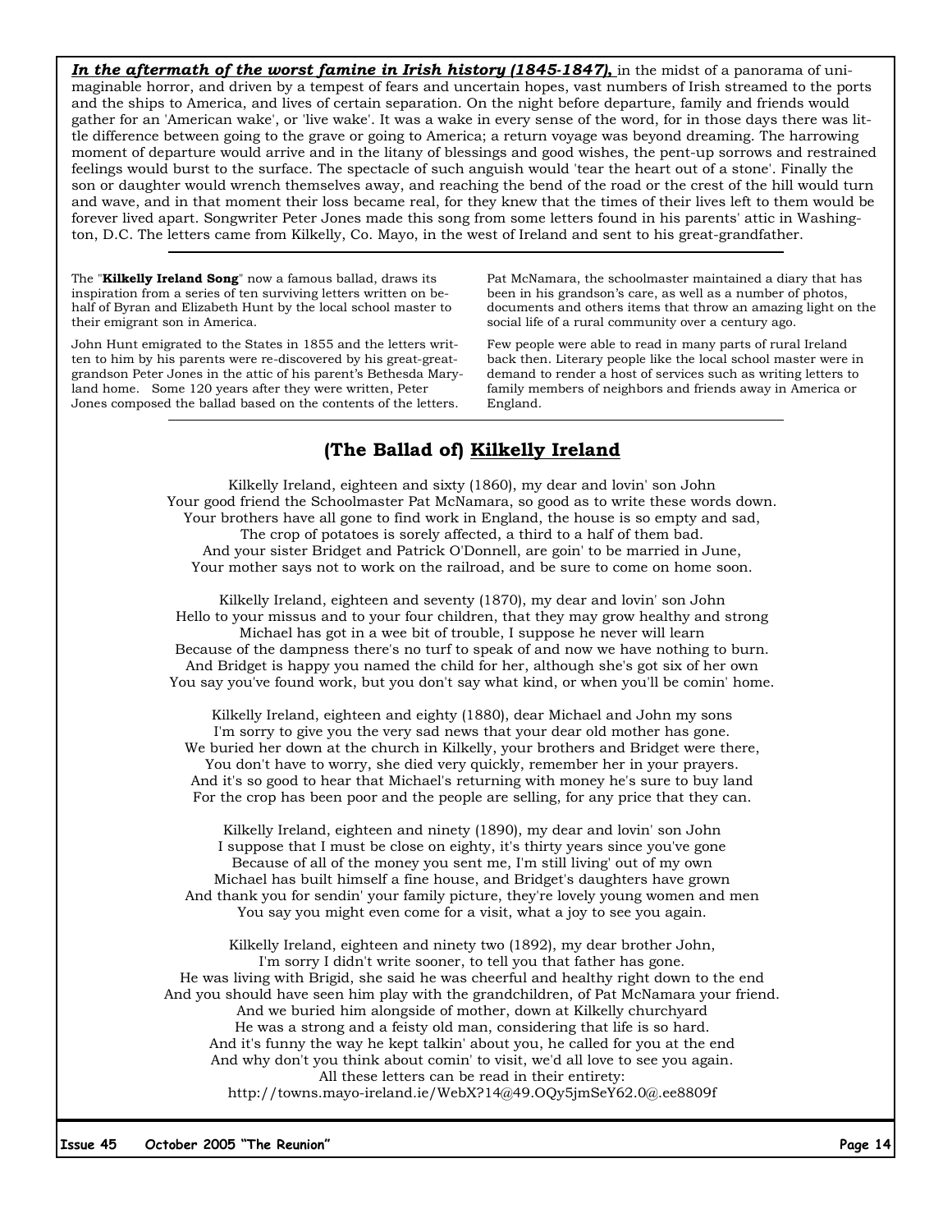***In the aftermath of the worst famine in Irish history (1845-1847),*** in the midst of a panorama of unimaginable horror, and driven by a tempest of fears and uncertain hopes, vast numbers of Irish streamed to the ports and the ships to America, and lives of certain separation. On the night before departure, family and friends would gather for an 'American wake', or 'live wake'. It was a wake in every sense of the word, for in those days there was little difference between going to the grave or going to America; a return voyage was beyond dreaming. The harrowing moment of departure would arrive and in the litany of blessings and good wishes, the pent-up sorrows and restrained feelings would burst to the surface. The spectacle of such anguish would 'tear the heart out of a stone'. Finally the son or daughter would wrench themselves away, and reaching the bend of the road or the crest of the hill would turn and wave, and in that moment their loss became real, for they knew that the times of their lives left to them would be forever lived apart. Songwriter Peter Jones made this song from some letters found in his parents' attic in Washington, D.C. The letters came from Kilkelly, Co. Mayo, in the west of Ireland and sent to his great-grandfather.

---

The "**Kilkelly Ireland Song**" now a famous ballad, draws its inspiration from a series of ten surviving letters written on behalf of Byran and Elizabeth Hunt by the local school master to their emigrant son in America.

John Hunt emigrated to the States in 1855 and the letters written to him by his parents were re-discovered by his great-great-grandson Peter Jones in the attic of his parent's Bethesda Maryland home. Some 120 years after they were written, Peter Jones composed the ballad based on the contents of the letters.

Pat McNamara, the schoolmaster maintained a diary that has been in his grandson's care, as well as a number of photos, documents and others items that throw an amazing light on the social life of a rural community over a century ago.

Few people were able to read in many parts of rural Ireland back then. Literary people like the local school master were in demand to render a host of services such as writing letters to family members of neighbors and friends away in America or England.

---

## (The Ballad of) Kilkelly Ireland

Kilkelly Ireland, eighteen and sixty (1860), my dear and lovin' son John
Your good friend the Schoolmaster Pat McNamara, so good as to write these words down.
Your brothers have all gone to find work in England, the house is so empty and sad,
The crop of potatoes is sorely affected, a third to a half of them bad.
And your sister Bridget and Patrick O'Donnell, are goin' to be married in June,
Your mother says not to work on the railroad, and be sure to come on home soon.

Kilkelly Ireland, eighteen and seventy (1870), my dear and lovin' son John
Hello to your missus and to your four children, that they may grow healthy and strong
Michael has got in a wee bit of trouble, I suppose he never will learn
Because of the dampness there's no turf to speak of and now we have nothing to burn.
And Bridget is happy you named the child for her, although she's got six of her own
You say you've found work, but you don't say what kind, or when you'll be comin' home.

Kilkelly Ireland, eighteen and eighty (1880), dear Michael and John my sons
I'm sorry to give you the very sad news that your dear old mother has gone.
We buried her down at the church in Kilkelly, your brothers and Bridget were there,
You don't have to worry, she died very quickly, remember her in your prayers.
And it's so good to hear that Michael's returning with money he's sure to buy land
For the crop has been poor and the people are selling, for any price that they can.

Kilkelly Ireland, eighteen and ninety (1890), my dear and lovin' son John
I suppose that I must be close on eighty, it's thirty years since you've gone
Because of all of the money you sent me, I'm still living' out of my own
Michael has built himself a fine house, and Bridget's daughters have grown
And thank you for sendin' your family picture, they're lovely young women and men
You say you might even come for a visit, what a joy to see you again.

Kilkelly Ireland, eighteen and ninety two (1892), my dear brother John,
I'm sorry I didn't write sooner, to tell you that father has gone.
He was living with Brigid, she said he was cheerful and healthy right down to the end
And you should have seen him play with the grandchildren, of Pat McNamara your friend.
And we buried him alongside of mother, down at Kilkelly churchyard
He was a strong and a feisty old man, considering that life is so hard.
And it's funny the way he kept talkin' about you, he called for you at the end
And why don't you think about comin' to visit, we'd all love to see you again.
All these letters can be read in their entirety:
http://towns.mayo-ireland.ie/WebX?14@49.OQy5jmSeY62.0@.ee8809f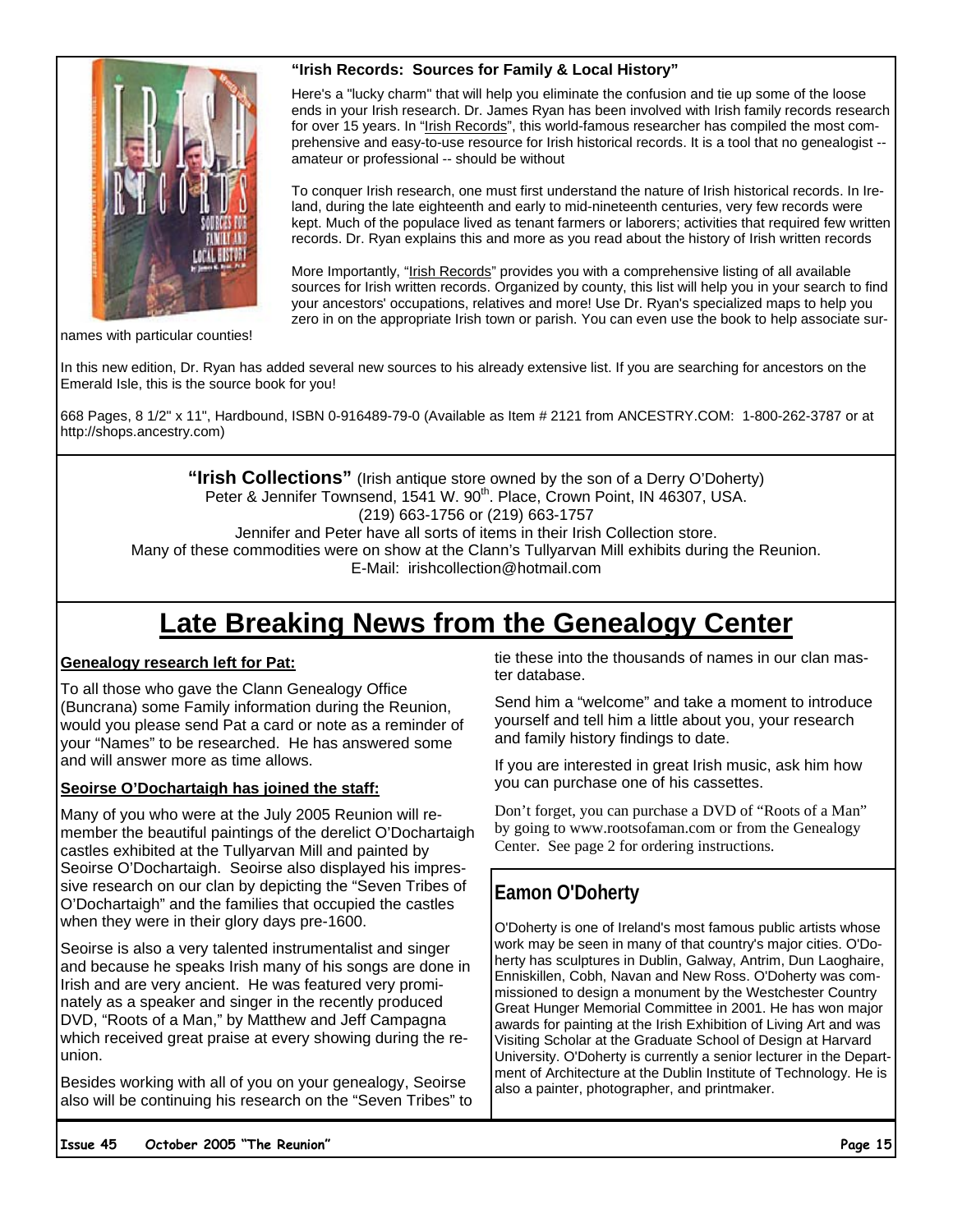**"Irish Records: Sources for Family & Local History"**

Here's a "lucky charm" that will help you eliminate the confusion and tie up some of the loose ends in your Irish research. Dr. James Ryan has been involved with Irish family records research for over 15 years. In "Irish Records", this world-famous researcher has compiled the most comprehensive and easy-to-use resource for Irish historical records. It is a tool that no genealogist -- amateur or professional -- should be without

To conquer Irish research, one must first understand the nature of Irish historical records. In Ireland, during the late eighteenth and early to mid-nineteenth centuries, very few records were kept. Much of the populace lived as tenant farmers or laborers; activities that required few written records. Dr. Ryan explains this and more as you read about the history of Irish written records

More Importantly, "Irish Records" provides you with a comprehensive listing of all available sources for Irish written records. Organized by county, this list will help you in your search to find your ancestors' occupations, relatives and more! Use Dr. Ryan's specialized maps to help you zero in on the appropriate Irish town or parish. You can even use the book to help associate surnames with particular counties!

In this new edition, Dr. Ryan has added several new sources to his already extensive list. If you are searching for ancestors on the Emerald Isle, this is the source book for you!

668 Pages, 8 1/2" x 11", Hardbound, ISBN 0-916489-79-0 (Available as Item # 2121 from ANCESTRY.COM: 1-800-262-3787 or at http://shops.ancestry.com)

---

**"Irish Collections"** (Irish antique store owned by the son of a Derry O'Doherty)
Peter & Jennifer Townsend, 1541 W. 90th. Place, Crown Point, IN 46307, USA.
(219) 663-1756 or (219) 663-1757
Jennifer and Peter have all sorts of items in their Irish Collection store.
Many of these commodities were on show at the Clann's Tullyarvan Mill exhibits during the Reunion.
E-Mail: irishcollection@hotmail.com

---

# Late Breaking News from the Genealogy Center

**Genealogy research left for Pat:**

To all those who gave the Clann Genealogy Office (Buncrana) some Family information during the Reunion, would you please send Pat a card or note as a reminder of your "Names" to be researched. He has answered some and will answer more as time allows.

**Seoirse O'Dochartaigh has joined the staff:**

Many of you who were at the July 2005 Reunion will remember the beautiful paintings of the derelict O'Dochartaigh castles exhibited at the Tullyarvan Mill and painted by Seoirse O'Dochartaigh. Seoirse also displayed his impressive research on our clan by depicting the "Seven Tribes of O'Dochartaigh" and the families that occupied the castles when they were in their glory days pre-1600.

Seoirse is also a very talented instrumentalist and singer and because he speaks Irish many of his songs are done in Irish and are very ancient. He was featured very prominately as a speaker and singer in the recently produced DVD, "Roots of a Man," by Matthew and Jeff Campagna which received great praise at every showing during the reunion.

Besides working with all of you on your genealogy, Seoirse also will be continuing his research on the "Seven Tribes" to tie these into the thousands of names in our clan master database.

Send him a "welcome" and take a moment to introduce yourself and tell him a little about you, your research and family history findings to date.

If you are interested in great Irish music, ask him how you can purchase one of his cassettes.

Don't forget, you can purchase a DVD of "Roots of a Man" by going to www.rootsofaman.com or from the Genealogy Center. See page 2 for ordering instructions.

## Eamon O'Doherty

O'Doherty is one of Ireland's most famous public artists whose work may be seen in many of that country's major cities. O'Doherty has sculptures in Dublin, Galway, Antrim, Dun Laoghaire, Enniskillen, Cobh, Navan and New Ross. O'Doherty was commissioned to design a monument by the Westchester Country Great Hunger Memorial Committee in 2001. He has won major awards for painting at the Irish Exhibition of Living Art and was Visiting Scholar at the Graduate School of Design at Harvard University. O'Doherty is currently a senior lecturer in the Department of Architecture at the Dublin Institute of Technology. He is also a painter, photographer, and printmaker.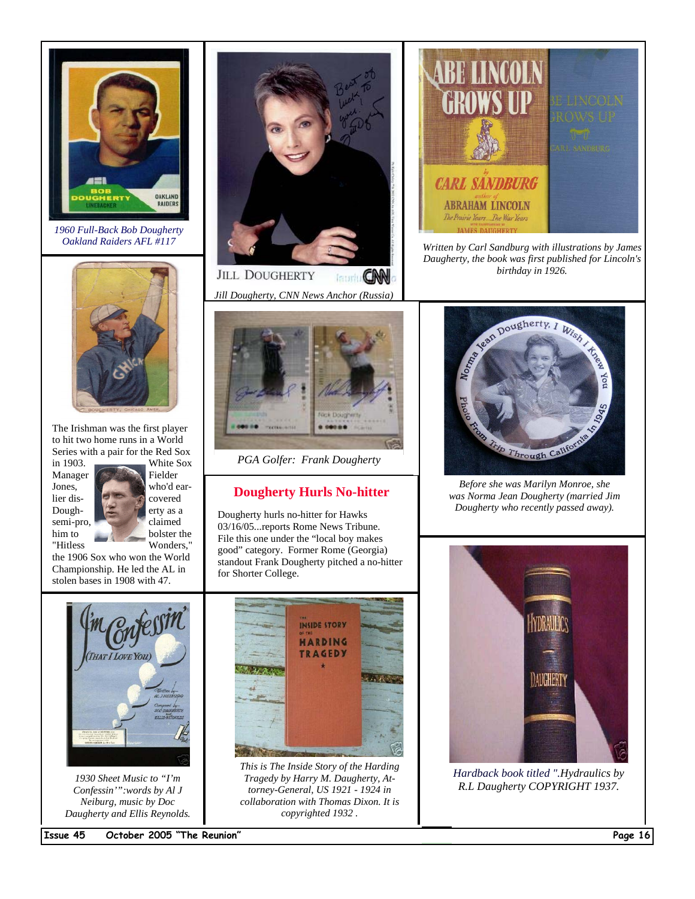*1960 Full-Back Bob Dougherty Oakland Raiders AFL #117*

The Irishman was the first player to hit two home runs in a World Series with a pair for the Red Sox in 1903. White Sox Manager Jones, Fielder who'd earlier discovered Dougherty as a semi-pro, claimed him to bolster the "Hitless Wonders," the 1906 Sox who won the World Championship. He led the AL in stolen bases in 1908 with 47.

*1930 Sheet Music to "I'm Confessin'":words by Al J Neiburg, music by Doc Daugherty and Ellis Reynolds.*

*Jill Dougherty, CNN News Anchor (Russia)*

*PGA Golfer: Frank Dougherty*

## Dougherty Hurls No-hitter

Dougherty hurls no-hitter for Hawks 03/16/05...reports Rome News Tribune. File this one under the "local boy makes good" category. Former Rome (Georgia) standout Frank Dougherty pitched a no-hitter for Shorter College.

*This is The Inside Story of the Harding Tragedy by Harry M. Daugherty, Attorney-General, US 1921 - 1924 in collaboration with Thomas Dixon. It is copyrighted 1932 .*

*Written by Carl Sandburg with illustrations by James Daugherty, the book was first published for Lincoln's birthday in 1926.*

*Before she was Marilyn Monroe, she was Norma Jean Dougherty (married Jim Dougherty who recently passed away).*

*Hardback book titled ".Hydraulics by R.L Daugherty COPYRIGHT 1937.*